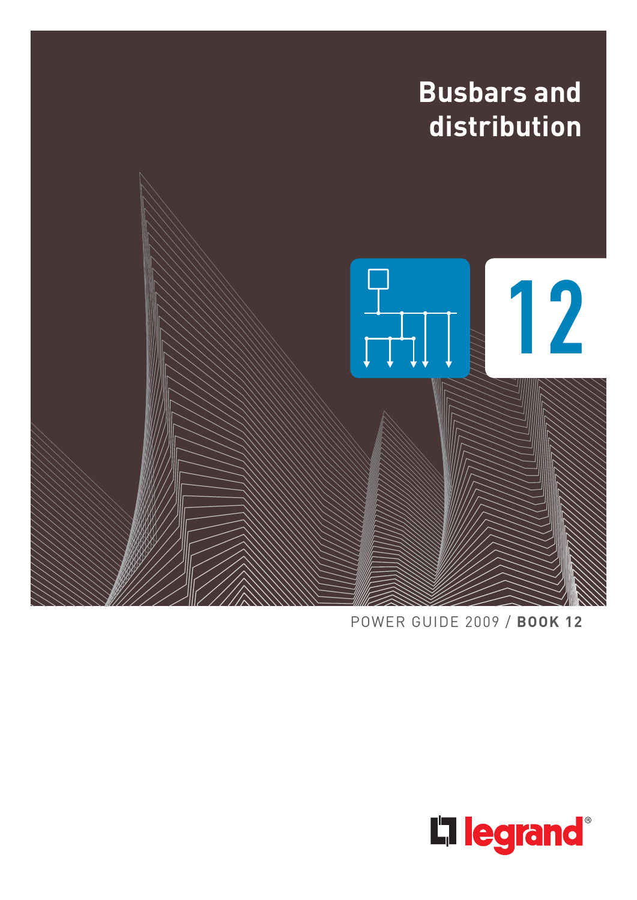# Busbars and distribution

12

POWER GUIDE 2009 / **BOOK 12**

legrand®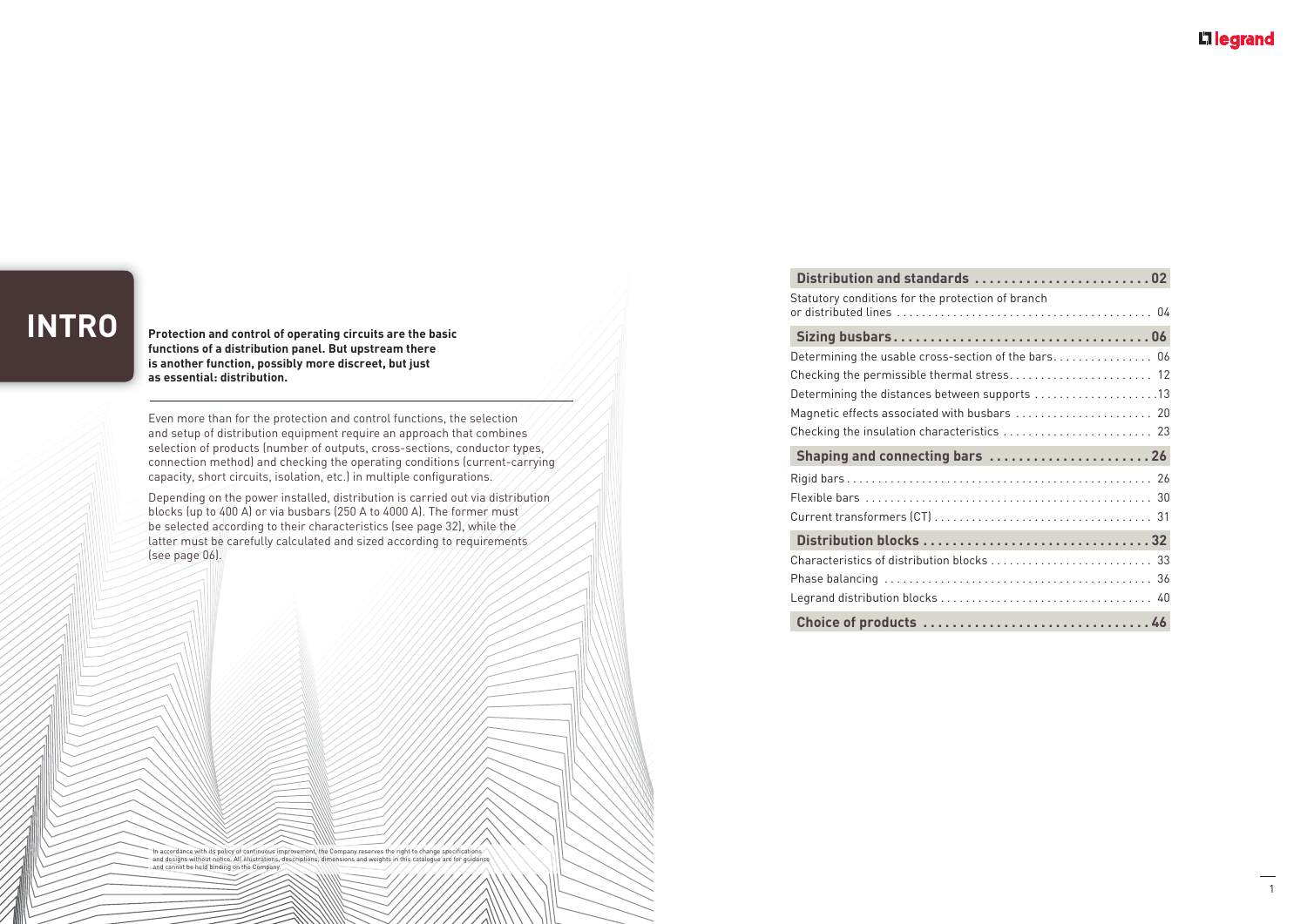# INTRO

**Protection and control of operating circuits are the basic functions of a distribution panel. But upstream there is another function, possibly more discreet, but just as essential: distribution.**

Even more than for the protection and control functions, the selection and setup of distribution equipment require an approach that combines selection of products (number of outputs, cross-sections, conductor types, connection method) and checking the operating conditions (current-carrying capacity, short circuits, isolation, etc.) in multiple configurations.

Depending on the power installed, distribution is carried out via distribution blocks (up to 400 A) or via busbars (250 A to 4000 A). The former must be selected according to their characteristics (see page 32), while the latter must be carefully calculated and sized according to requirements (see page 06).

In accordance with its policy of continuous improvement, the Company reserves the right to change specifications and designs without notice. All illustrations, descriptions, dimensions and weights in this catalogue are for guidance and cannot be held binding on the Company.

**Distribution and standards . . . . . . . . . . . . . . . . . . . . . . . . 02**

Statutory conditions for the protection of branch or distributed lines . . . . . . . . . . . . . . . . . . . . . . . . . . . . . . . . . . . . . . . . 04

**Sizing busbars . . . . . . . . . . . . . . . . . . . . . . . . . . . . . . . . . . 06**

Determining the usable cross-section of the bars. . . . . . . . . . . . . . . . 06

Checking the permissible thermal stress. . . . . . . . . . . . . . . . . . . . . . . 12

Determining the distances between supports . . . . . . . . . . . . . . . . . . . .13

Magnetic effects associated with busbars . . . . . . . . . . . . . . . . . . . . . . 20

Checking the insulation characteristics . . . . . . . . . . . . . . . . . . . . . . . . 23

**Shaping and connecting bars . . . . . . . . . . . . . . . . . . . . . . 26**

Rigid bars . . . . . . . . . . . . . . . . . . . . . . . . . . . . . . . . . . . . . . . . . . . . . . . . 26

Flexible bars . . . . . . . . . . . . . . . . . . . . . . . . . . . . . . . . . . . . . . . . . . . . . 30

Current transformers (CT) . . . . . . . . . . . . . . . . . . . . . . . . . . . . . . . . . . 31

**Distribution blocks . . . . . . . . . . . . . . . . . . . . . . . . . . . . . . . 32**

Characteristics of distribution blocks . . . . . . . . . . . . . . . . . . . . . . . . . . 33

Phase balancing . . . . . . . . . . . . . . . . . . . . . . . . . . . . . . . . . . . . . . . . . . 36

Legrand distribution blocks . . . . . . . . . . . . . . . . . . . . . . . . . . . . . . . . . 40

**Choice of products . . . . . . . . . . . . . . . . . . . . . . . . . . . . . . . 46**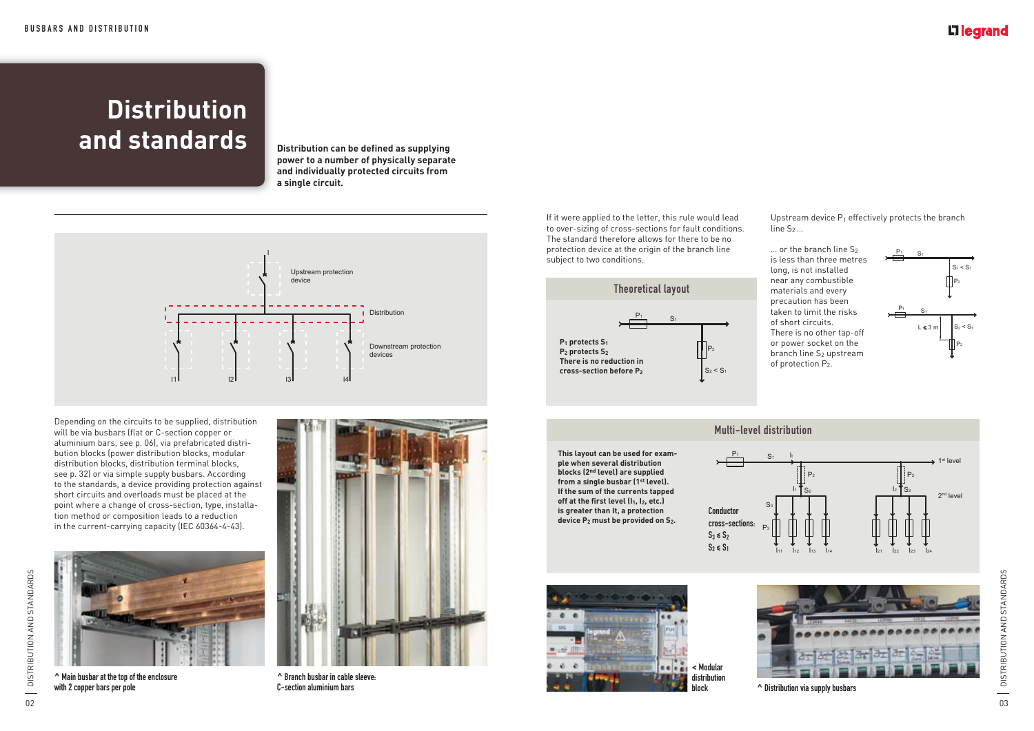# Distribution and standards

**Distribution can be defined as supplying power to a number of physically separate and individually protected circuits from a single circuit.**

Depending on the circuits to be supplied, distribution will be via busbars (flat or C-section copper or aluminium bars, see p. 06), via prefabricated distribution blocks (power distribution blocks, modular distribution blocks, distribution terminal blocks, see p. 32) or via simple supply busbars. According to the standards, a device providing protection against short circuits and overloads must be placed at the point where a change of cross-section, type, installation method or composition leads to a reduction in the current-carrying capacity (IEC 60364-4-43).

^ Main busbar at the top of the enclosure with 2 copper bars per pole

^ Branch busbar in cable sleeve: C-section aluminium bars

If it were applied to the letter, this rule would lead to over-sizing of cross-sections for fault conditions. The standard therefore allows for there to be no protection device at the origin of the branch line subject to two conditions.

## Theoretical layout

**$P_1$ protects $S_1$**
**$P_2$ protects $S_2$**
**There is no reduction in cross-section before $P_2$**

Upstream device $P_1$ effectively protects the branch line $S_2$ ...

... or the branch line $S_2$ is less than three metres long, is not installed near any combustible materials and every precaution has been taken to limit the risks of short circuits. There is no other tap-off or power socket on the branch line $S_2$ upstream of protection $P_2$.

## Multi-level distribution

**This layout can be used for example when several distribution blocks (2nd level) are supplied from a single busbar (1st level). If the sum of the currents tapped off at the first level ($I_1$, $I_2$, etc.) is greater than It, a protection device $P_2$ must be provided on $S_2$.**

**Conductor cross-sections:**
**$S_3 \leq S_2$**
**$S_2 \leq S_1$**

< Modular distribution block

^ Distribution via supply busbars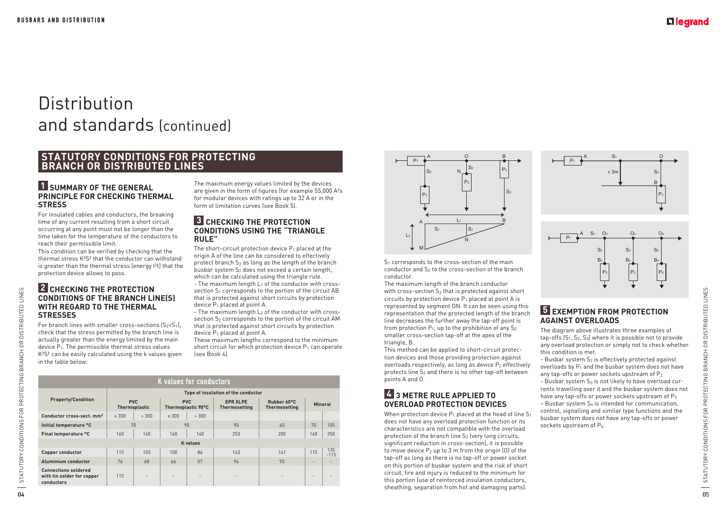# Distribution and standards (continued)

## STATUTORY CONDITIONS FOR PROTECTING BRANCH OR DISTRIBUTED LINES

### 1 SUMMARY OF THE GENERAL PRINCIPLE FOR CHECKING THERMAL STRESS

For insulated cables and conductors, the breaking time of any current resulting from a short circuit occurring at any point must not be longer than the time taken for the temperature of the conductors to reach their permissible limit.
This condition can be verified by checking that the thermal stress $K^2S^2$ that the conductor can withstand is greater than the thermal stress (energy $I^2t$) that the protection device allows to pass.

### 2 CHECKING THE PROTECTION CONDITIONS OF THE BRANCH LINE(S) WITH REGARD TO THE THERMAL STRESSES

For branch lines with smaller cross-sections ($S_2<S_1$), check that the stress permitted by the branch line is actually greater than the energy limited by the main device $P_1$. The permissible thermal stress values $K^2S^2$ can be easily calculated using the k values given in the table below:

The maximum energy values limited by the devices are given in the form of figures (for example 55,000 $A^2s$ for modular devices with ratings up to 32 A or in the form of limitation curves (see Book 5).

### 3 CHECKING THE PROTECTION CONDITIONS USING THE "TRIANGLE RULE"

The short-circuit protection device $P_1$ placed at the origin A of the line can be considered to effectively protect branch $S_2$ as long as the length of the branch busbar system $S_2$ does not exceed a certain length, which can be calculated using the triangle rule.
- The maximum length $L_1$ of the conductor with cross-section $S_1$ corresponds to the portion of the circuit AB that is protected against short circuits by protection device $P_1$ placed at point A.
- The maximum length $L_2$ of the conductor with cross-section $S_2$ corresponds to the portion of the circuit AM that is protected against short circuits by protection device $P_1$ placed at point A.
These maximum lengths correspond to the minimum short circuit for which protection device $P_1$ can operate (see Book 4).

**K values for conductors**

| Property/Condition | Type of insulation of the conductor | | | | | | | |
|---|---|---|---|---|---|---|---|---|
| | PVC Thermoplastic | | PVC Thermoplastic 90°C | | EPR XLPE Thermosetting | Rubber 60°C Thermosetting | Mineral | |
| Conductor cross-sect. mm² | ≤ 300 | > 300 | ≤ 300 | > 300 | | | | |
| Initial temperature °C | 70 | | 90 | | 90 | 60 | 70 | 105 |
| Final temperature °C | 160 | 140 | 160 | 140 | 250 | 200 | 160 | 250 |
| **K values** | | | | | | | | |
| Copper conductor | 115 | 103 | 100 | 86 | 143 | 141 | 115 | 135 -115 |
| Aluminium conductor | 76 | 68 | 66 | 57 | 94 | 93 | - | - |
| Connections soldered with tin solder for copper conductors | 115 | - | - | - | - | - | - | - |

$S_1$ corresponds to the cross-section of the main conductor and $S_2$ to the cross-section of the branch conductor.
The maximum length of the branch conductor with cross-section $S_2$ that is protected against short circuits by protection device $P_1$ placed at point A is represented by segment ON. It can be seen using this representation that the protected length of the branch line decreases the further away the tap-off point is from protection $P_1$, up to the prohibition of any $S_2$ smaller cross-section tap-off at the apex of the triangle, B.
This method can be applied to short-circuit protection devices and those providing protection against overloads respectively, as long as device $P_2$ effectively protects line $S_2$ and there is no other tap-off between points A and O.

### 4 3 METRE RULE APPLIED TO OVERLOAD PROTECTION DEVICES

When protection device $P_1$ placed at the head of line $S_1$ does not have any overload protection function or its characteristics are not compatible with the overload protection of the branch line $S_2$ (very long circuits, significant reduction in cross-section), it is possible to move device $P_2$ up to 3 m from the origin (O) of the tap-off as long as there is no tap-off or power socket on this portion of busbar system and the risk of short circuit, fire and injury is reduced to the minimum for this portion (use of reinforced insulation conductors, sheathing, separation from hot and damaging parts).

### 5 EXEMPTION FROM PROTECTION AGAINST OVERLOADS

The diagram above illustrates three examples of tap-offs ($S_1$, $S_2$, $S_3$) where it is possible not to provide any overload protection or simply not to check whether this condition is met.
- Busbar system $S_2$ is effectively protected against overloads by $P_1$ and the busbar system does not have any tap-offs or power sockets upstream of $P_2$
- Busbar system $S_3$ is not likely to have overload currents travelling over it and the busbar system does not have any tap-offs or power sockets upstream of $P_3$
– Busbar system $S_4$ is intended for communication, control, signalling and similar type functions and the busbar system does not have any tap-offs or power sockets upstream of $P_4$.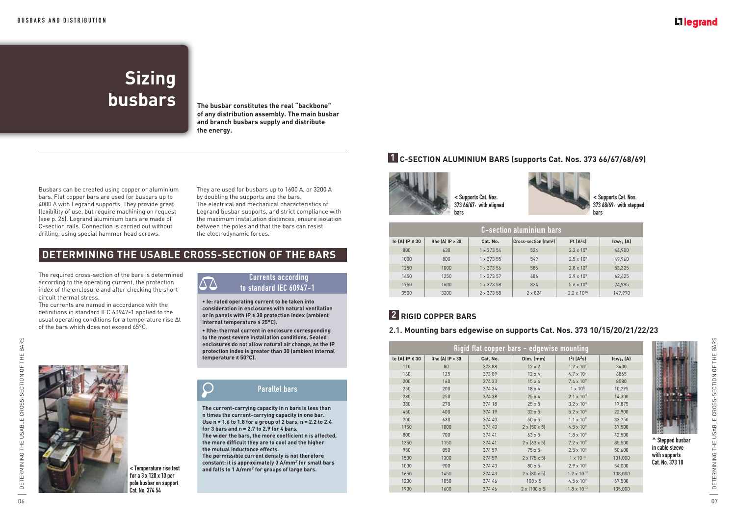# Sizing busbars

**The busbar constitutes the real "backbone" of any distribution assembly. The main busbar and branch busbars supply and distribute the energy.**

Busbars can be created using copper or aluminium bars. Flat copper bars are used for busbars up to 4000 A with Legrand supports. They provide great flexibility of use, but require machining on request (see p. 26). Legrand aluminium bars are made of C-section rails. Connection is carried out without drilling, using special hammer head screws.

They are used for busbars up to 1600 A, or 3200 A by doubling the supports and the bars.
The electrical and mechanical characteristics of Legrand busbar supports, and strict compliance with the maximum installation distances, ensure isolation between the poles and that the bars can resist the electrodynamic forces.

## DETERMINING THE USABLE CROSS-SECTION OF THE BARS

The required cross-section of the bars is determined according to the operating current, the protection index of the enclosure and after checking the short-circuit thermal stress.
The currents are named in accordance with the definitions in standard IEC 60947-1 applied to the usual operating conditions for a temperature rise Δt of the bars which does not exceed 65°C.

< Temperature rise test for a 3 x 120 x 10 per pole busbar on support Cat. No. 374 54

### Currents according to standard IEC 60947-1

- **Ie: rated operating current to be taken into consideration in enclosures with natural ventilation or in panels with IP ≤ 30 protection index (ambient internal temperature ≤ 25°C).**
- **Ithe: thermal current in enclosure corresponding to the most severe installation conditions. Sealed enclosures do not allow natural air change, as the IP protection index is greater than 30 (ambient internal temperature ≤ 50°C).**

### Parallel bars

**The current-carrying capacity in n bars is less than n times the current-carrying capacity in one bar. Use n = 1.6 to 1.8 for a group of 2 bars, n = 2.2 to 2.4 for 3 bars and n = 2.7 to 2.9 for 4 bars.**
**The wider the bars, the more coefficient n is affected, the more difficult they are to cool and the higher the mutual inductance effects.**
**The permissible current density is not therefore constant: it is approximately 3 A/mm² for small bars and falls to 1 A/mm² for groups of large bars.**

## 1 C-SECTION ALUMINIUM BARS (supports Cat. Nos. 373 66/67/68/69)

< Supports Cat. Nos. 373 66/67: with aligned bars

< Supports Cat. Nos. 373 68/69: with stepped bars

**C-section aluminium bars**

| Ie (A) IP ≤ 30 | Ithe (A) IP > 30 | Cat. No. | Cross-section (mm²) | $I^2t$ (A²s) | $Icw_{1s}$ (A) |
|---|---|---|---|---|---|
| 800 | 630 | 1 x 373 54 | 524 | $2.2 \times 10^9$ | 46,900 |
| 1000 | 800 | 1 x 373 55 | 549 | $2.5 \times 10^9$ | 49,960 |
| 1250 | 1000 | 1 x 373 56 | 586 | $2.8 \times 10^9$ | 53,325 |
| 1450 | 1250 | 1 x 373 57 | 686 | $3.9 \times 10^9$ | 62,425 |
| 1750 | 1600 | 1 x 373 58 | 824 | $5.6 \times 10^9$ | 74,985 |
| 3500 | 3200 | 2 x 373 58 | 2 x 824 | $2.2 \times 10^{10}$ | 149,970 |

## 2 RIGID COPPER BARS

### 2.1. Mounting bars edgewise on supports Cat. Nos. 373 10/15/20/21/22/23

**Rigid flat copper bars - edgewise mounting**

| Ie (A) IP ≤ 30 | Ithe (A) IP > 30 | Cat. No. | Dim. (mm) | $I^2t$ (A²s) | $Icw_{1s}$ (A) |
|---|---|---|---|---|---|
| 110 | 80 | 373 88 | 12 x 2 | $1.2 \times 10^7$ | 3430 |
| 160 | 125 | 373 89 | 12 x 4 | $4.7 \times 10^7$ | 6865 |
| 200 | 160 | 374 33 | 15 x 4 | $7.4 \times 10^7$ | 8580 |
| 250 | 200 | 374 34 | 18 x 4 | $1 \times 10^8$ | 10,295 |
| 280 | 250 | 374 38 | 25 x 4 | $2.1 \times 10^8$ | 14,300 |
| 330 | 270 | 374 18 | 25 x 5 | $3.2 \times 10^8$ | 17,875 |
| 450 | 400 | 374 19 | 32 x 5 | $5.2 \times 10^8$ | 22,900 |
| 700 | 630 | 374 40 | 50 x 5 | $1.1 \times 10^9$ | 33,750 |
| 1150 | 1000 | 374 40 | 2 x (50 x 5) | $4.5 \times 10^9$ | 67,500 |
| 800 | 700 | 374 41 | 63 x 5 | $1.8 \times 10^9$ | 42,500 |
| 1350 | 1150 | 374 41 | 2 x (63 x 5) | $7.2 \times 10^9$ | 85,500 |
| 950 | 850 | 374 59 | 75 x 5 | $2.5 \times 10^9$ | 50,600 |
| 1500 | 1300 | 374 59 | 2 x (75 x 5) | $1 \times 10^{10}$ | 101,000 |
| 1000 | 900 | 374 43 | 80 x 5 | $2.9 \times 10^9$ | 54,000 |
| 1650 | 1450 | 374 43 | 2 x (80 x 5) | $1.2 \times 10^{10}$ | 108,000 |
| 1200 | 1050 | 374 46 | 100 x 5 | $4.5 \times 10^9$ | 67,500 |
| 1900 | 1600 | 374 46 | 2 x (100 x 5) | $1.8 \times 10^{10}$ | 135,000 |

^ Stepped busbar in cable sleeve with supports Cat. No. 373 10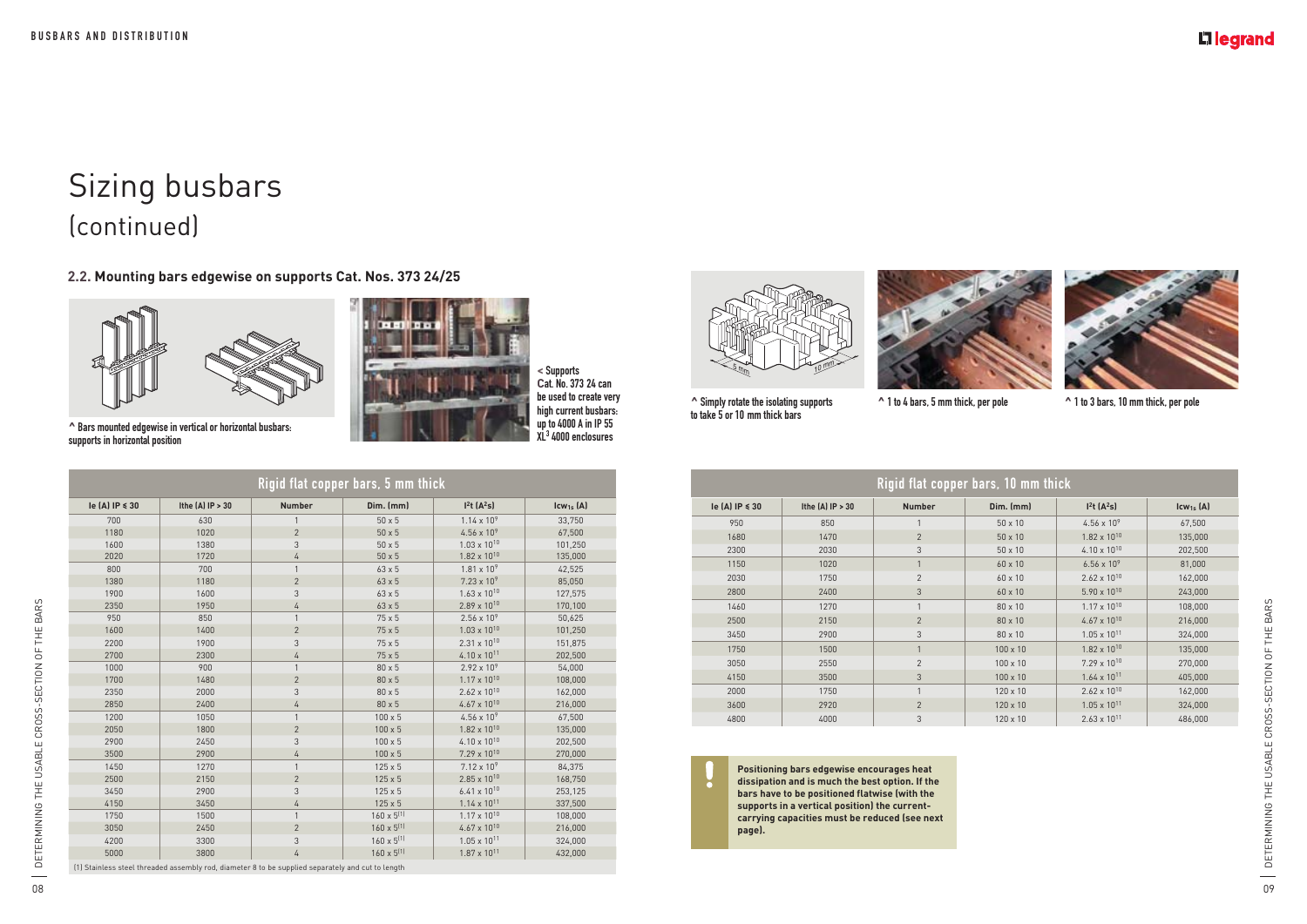# Sizing busbars
(continued)

## 2.2. Mounting bars edgewise on supports Cat. Nos. 373 24/25

^ Bars mounted edgewise in vertical or horizontal busbars: supports in horizontal position

< Supports Cat. No. 373 24 can be used to create very high current busbars: up to 4000 A in IP 55 XL³ 4000 enclosures

| Rigid flat copper bars, 5 mm thick | | | | | |
|---|---|---|---|---|---|
| Ie (A) IP ≤ 30 | Ithe (A) IP > 30 | Number | Dim. (mm) | $I^2t$ ($A^2s$) | $Icw_{1s}$ (A) |
| 700 | 630 | 1 | 50 x 5 | $1.14 \times 10^9$ | 33,750 |
| 1180 | 1020 | 2 | 50 x 5 | $4.56 \times 10^9$ | 67,500 |
| 1600 | 1380 | 3 | 50 x 5 | $1.03 \times 10^{10}$ | 101,250 |
| 2020 | 1720 | 4 | 50 x 5 | $1.82 \times 10^{10}$ | 135,000 |
| 800 | 700 | 1 | 63 x 5 | $1.81 \times 10^9$ | 42,525 |
| 1380 | 1180 | 2 | 63 x 5 | $7.23 \times 10^9$ | 85,050 |
| 1900 | 1600 | 3 | 63 x 5 | $1.63 \times 10^{10}$ | 127,575 |
| 2350 | 1950 | 4 | 63 x 5 | $2.89 \times 10^{10}$ | 170,100 |
| 950 | 850 | 1 | 75 x 5 | $2.56 \times 10^9$ | 50,625 |
| 1600 | 1400 | 2 | 75 x 5 | $1.03 \times 10^{10}$ | 101,250 |
| 2200 | 1900 | 3 | 75 x 5 | $2.31 \times 10^{10}$ | 151,875 |
| 2700 | 2300 | 4 | 75 x 5 | $4.10 \times 10^{11}$ | 202,500 |
| 1000 | 900 | 1 | 80 x 5 | $2.92 \times 10^9$ | 54,000 |
| 1700 | 1480 | 2 | 80 x 5 | $1.17 \times 10^{10}$ | 108,000 |
| 2350 | 2000 | 3 | 80 x 5 | $2.62 \times 10^{10}$ | 162,000 |
| 2850 | 2400 | 4 | 80 x 5 | $4.67 \times 10^{10}$ | 216,000 |
| 1200 | 1050 | 1 | 100 x 5 | $4.56 \times 10^9$ | 67,500 |
| 2050 | 1800 | 2 | 100 x 5 | $1.82 \times 10^{10}$ | 135,000 |
| 2900 | 2450 | 3 | 100 x 5 | $4.10 \times 10^{10}$ | 202,500 |
| 3500 | 2900 | 4 | 100 x 5 | $7.29 \times 10^{10}$ | 270,000 |
| 1450 | 1270 | 1 | 125 x 5 | $7.12 \times 10^9$ | 84,375 |
| 2500 | 2150 | 2 | 125 x 5 | $2.85 \times 10^{10}$ | 168,750 |
| 3450 | 2900 | 3 | 125 x 5 | $6.41 \times 10^{10}$ | 253,125 |
| 4150 | 3450 | 4 | 125 x 5 | $1.14 \times 10^{11}$ | 337,500 |
| 1750 | 1500 | 1 | 160 x 5[1] | $1.17 \times 10^{10}$ | 108,000 |
| 3050 | 2450 | 2 | 160 x 5[1] | $4.67 \times 10^{10}$ | 216,000 |
| 4200 | 3300 | 3 | 160 x 5[1] | $1.05 \times 10^{11}$ | 324,000 |
| 5000 | 3800 | 4 | 160 x 5[1] | $1.87 \times 10^{11}$ | 432,000 |

(1) Stainless steel threaded assembly rod, diameter 8 to be supplied separately and cut to length

^ Simply rotate the isolating supports to take 5 or 10 mm thick bars

^ 1 to 4 bars, 5 mm thick, per pole

^ 1 to 3 bars, 10 mm thick, per pole

| Rigid flat copper bars, 10 mm thick | | | | | |
|---|---|---|---|---|---|
| Ie (A) IP ≤ 30 | Ithe (A) IP > 30 | Number | Dim. (mm) | $I^2t$ ($A^2s$) | $Icw_{1s}$ (A) |
| 950 | 850 | 1 | 50 x 10 | $4.56 \times 10^9$ | 67,500 |
| 1680 | 1470 | 2 | 50 x 10 | $1.82 \times 10^{10}$ | 135,000 |
| 2300 | 2030 | 3 | 50 x 10 | $4.10 \times 10^{10}$ | 202,500 |
| 1150 | 1020 | 1 | 60 x 10 | $6.56 \times 10^9$ | 81,000 |
| 2030 | 1750 | 2 | 60 x 10 | $2.62 \times 10^{10}$ | 162,000 |
| 2800 | 2400 | 3 | 60 x 10 | $5.90 \times 10^{10}$ | 243,000 |
| 1460 | 1270 | 1 | 80 x 10 | $1.17 \times 10^{10}$ | 108,000 |
| 2500 | 2150 | 2 | 80 x 10 | $4.67 \times 10^{10}$ | 216,000 |
| 3450 | 2900 | 3 | 80 x 10 | $1.05 \times 10^{11}$ | 324,000 |
| 1750 | 1500 | 1 | 100 x 10 | $1.82 \times 10^{10}$ | 135,000 |
| 3050 | 2550 | 2 | 100 x 10 | $7.29 \times 10^{10}$ | 270,000 |
| 4150 | 3500 | 3 | 100 x 10 | $1.64 \times 10^{11}$ | 405,000 |
| 2000 | 1750 | 1 | 120 x 10 | $2.62 \times 10^{10}$ | 162,000 |
| 3600 | 2920 | 2 | 120 x 10 | $1.05 \times 10^{11}$ | 324,000 |
| 4800 | 4000 | 3 | 120 x 10 | $2.63 \times 10^{11}$ | 486,000 |

**Positioning bars edgewise encourages heat dissipation and is much the best option. If the bars have to be positioned flatwise (with the supports in a vertical position) the current-carrying capacities must be reduced (see next page).**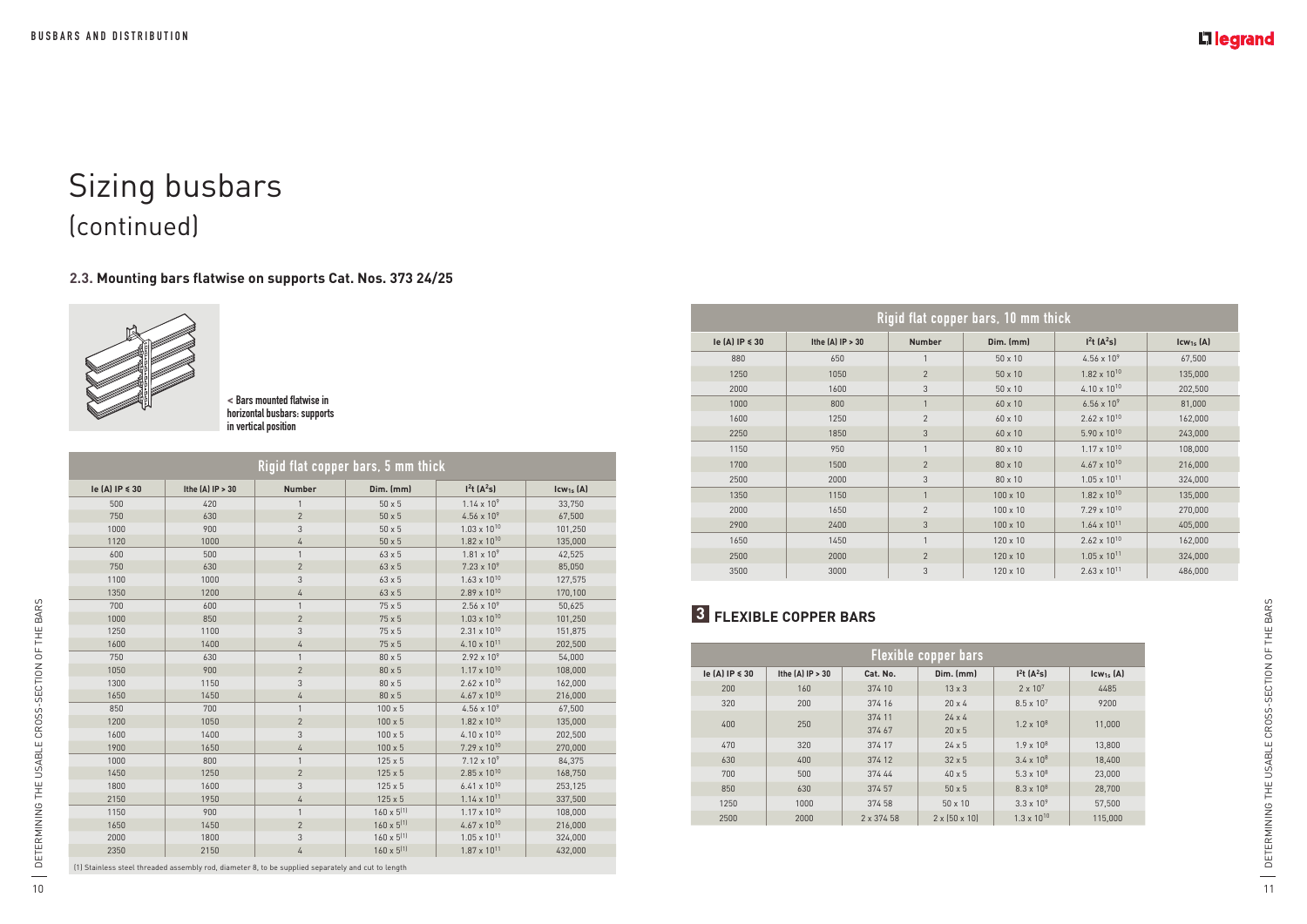# Sizing busbars
(continued)

### 2.3. Mounting bars flatwise on supports Cat. Nos. 373 24/25

< Bars mounted flatwise in horizontal busbars: supports in vertical position

| Rigid flat copper bars, 5 mm thick | | | | | |
|---|---|---|---|---|---|
| Ie (A) IP ≤ 30 | Ithe (A) IP > 30 | Number | Dim. (mm) | $I^2t$ ($A^2s$) | $Icw_{1s}$ (A) |
| 500 | 420 | 1 | 50 x 5 | $1.14 \times 10^9$ | 33,750 |
| 750 | 630 | 2 | 50 x 5 | $4.56 \times 10^9$ | 67,500 |
| 1000 | 900 | 3 | 50 x 5 | $1.03 \times 10^{10}$ | 101,250 |
| 1120 | 1000 | 4 | 50 x 5 | $1.82 \times 10^{10}$ | 135,000 |
| 600 | 500 | 1 | 63 x 5 | $1.81 \times 10^9$ | 42,525 |
| 750 | 630 | 2 | 63 x 5 | $7.23 \times 10^9$ | 85,050 |
| 1100 | 1000 | 3 | 63 x 5 | $1.63 \times 10^{10}$ | 127,575 |
| 1350 | 1200 | 4 | 63 x 5 | $2.89 \times 10^{10}$ | 170,100 |
| 700 | 600 | 1 | 75 x 5 | $2.56 \times 10^9$ | 50,625 |
| 1000 | 850 | 2 | 75 x 5 | $1.03 \times 10^{10}$ | 101,250 |
| 1250 | 1100 | 3 | 75 x 5 | $2.31 \times 10^{10}$ | 151,875 |
| 1600 | 1400 | 4 | 75 x 5 | $4.10 \times 10^{11}$ | 202,500 |
| 750 | 630 | 1 | 80 x 5 | $2.92 \times 10^9$ | 54,000 |
| 1050 | 900 | 2 | 80 x 5 | $1.17 \times 10^{10}$ | 108,000 |
| 1300 | 1150 | 3 | 80 x 5 | $2.62 \times 10^{10}$ | 162,000 |
| 1650 | 1450 | 4 | 80 x 5 | $4.67 \times 10^{10}$ | 216,000 |
| 850 | 700 | 1 | 100 x 5 | $4.56 \times 10^9$ | 67,500 |
| 1200 | 1050 | 2 | 100 x 5 | $1.82 \times 10^{10}$ | 135,000 |
| 1600 | 1400 | 3 | 100 x 5 | $4.10 \times 10^{10}$ | 202,500 |
| 1900 | 1650 | 4 | 100 x 5 | $7.29 \times 10^{10}$ | 270,000 |
| 1000 | 800 | 1 | 125 x 5 | $7.12 \times 10^9$ | 84,375 |
| 1450 | 1250 | 2 | 125 x 5 | $2.85 \times 10^{10}$ | 168,750 |
| 1800 | 1600 | 3 | 125 x 5 | $6.41 \times 10^{10}$ | 253,125 |
| 2150 | 1950 | 4 | 125 x 5 | $1.14 \times 10^{11}$ | 337,500 |
| 1150 | 900 | 1 | 160 x 5[1] | $1.17 \times 10^{10}$ | 108,000 |
| 1650 | 1450 | 2 | 160 x 5[1] | $4.67 \times 10^{10}$ | 216,000 |
| 2000 | 1800 | 3 | 160 x 5[1] | $1.05 \times 10^{11}$ | 324,000 |
| 2350 | 2150 | 4 | 160 x 5[1] | $1.87 \times 10^{11}$ | 432,000 |

(1) Stainless steel threaded assembly rod, diameter 8, to be supplied separately and cut to length

| Rigid flat copper bars, 10 mm thick | | | | | |
|---|---|---|---|---|---|
| Ie (A) IP ≤ 30 | Ithe (A) IP > 30 | Number | Dim. (mm) | $I^2t$ ($A^2s$) | $Icw_{1s}$ (A) |
| 880 | 650 | 1 | 50 x 10 | $4.56 \times 10^9$ | 67,500 |
| 1250 | 1050 | 2 | 50 x 10 | $1.82 \times 10^{10}$ | 135,000 |
| 2000 | 1600 | 3 | 50 x 10 | $4.10 \times 10^{10}$ | 202,500 |
| 1000 | 800 | 1 | 60 x 10 | $6.56 \times 10^9$ | 81,000 |
| 1600 | 1250 | 2 | 60 x 10 | $2.62 \times 10^{10}$ | 162,000 |
| 2250 | 1850 | 3 | 60 x 10 | $5.90 \times 10^{10}$ | 243,000 |
| 1150 | 950 | 1 | 80 x 10 | $1.17 \times 10^{10}$ | 108,000 |
| 1700 | 1500 | 2 | 80 x 10 | $4.67 \times 10^{10}$ | 216,000 |
| 2500 | 2000 | 3 | 80 x 10 | $1.05 \times 10^{11}$ | 324,000 |
| 1350 | 1150 | 1 | 100 x 10 | $1.82 \times 10^{10}$ | 135,000 |
| 2000 | 1650 | 2 | 100 x 10 | $7.29 \times 10^{10}$ | 270,000 |
| 2900 | 2400 | 3 | 100 x 10 | $1.64 \times 10^{11}$ | 405,000 |
| 1650 | 1450 | 1 | 120 x 10 | $2.62 \times 10^{10}$ | 162,000 |
| 2500 | 2000 | 2 | 120 x 10 | $1.05 \times 10^{11}$ | 324,000 |
| 3500 | 3000 | 3 | 120 x 10 | $2.63 \times 10^{11}$ | 486,000 |

## 3 FLEXIBLE COPPER BARS

| Flexible copper bars | | | | | |
|---|---|---|---|---|---|
| Ie (A) IP ≤ 30 | Ithe (A) IP > 30 | Cat. No. | Dim. (mm) | $I^2t$ ($A^2s$) | $Icw_{1s}$ (A) |
| 200 | 160 | 374 10 | 13 x 3 | $2 \times 10^7$ | 4485 |
| 320 | 200 | 374 16 | 20 x 4 | $8.5 \times 10^7$ | 9200 |
| 400 | 250 | 374 11<br>374 67 | 24 x 4<br>20 x 5 | $1.2 \times 10^8$ | 11,000 |
| 470 | 320 | 374 17 | 24 x 5 | $1.9 \times 10^8$ | 13,800 |
| 630 | 400 | 374 12 | 32 x 5 | $3.4 \times 10^8$ | 18,400 |
| 700 | 500 | 374 44 | 40 x 5 | $5.3 \times 10^8$ | 23,000 |
| 850 | 630 | 374 57 | 50 x 5 | $8.3 \times 10^8$ | 28,700 |
| 1250 | 1000 | 374 58 | 50 x 10 | $3.3 \times 10^9$ | 57,500 |
| 2500 | 2000 | 2 x 374 58 | 2 x (50 x 10) | $1.3 \times 10^{10}$ | 115,000 |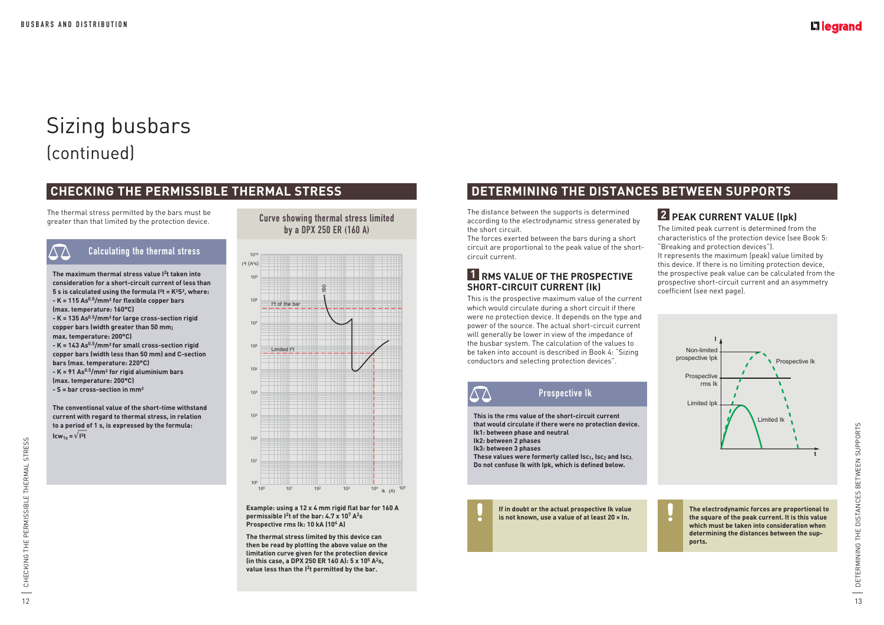# Sizing busbars
(continued)

## CHECKING THE PERMISSIBLE THERMAL STRESS

The thermal stress permitted by the bars must be greater than that limited by the protection device.

### Calculating the thermal stress

**The maximum thermal stress value $I^2t$ taken into consideration for a short-circuit current of less than 5 s is calculated using the formula $I^2t = K^2S^2$, where:**

- **$K = 115\ As^{0.5}/mm^2$ for flexible copper bars (max. temperature: 160°C)**
- **$K = 135\ As^{0.5}/mm^2$ for large cross-section rigid copper bars (width greater than 50 mm; max. temperature: 200°C)**
- **$K = 143\ As^{0.5}/mm^2$ for small cross-section rigid copper bars (width less than 50 mm) and C-section bars (max. temperature: 220°C)**
- **$K = 91\ As^{0.5}/mm^2$ for rigid aluminium bars (max. temperature: 200°C)**
- **S = bar cross-section in mm²**

**The conventional value of the short-time withstand current with regard to thermal stress, in relation to a period of 1 s, is expressed by the formula:**

$$Icw_{1s} = \sqrt{I^2t}$$

### Curve showing thermal stress limited by a DPX 250 ER (160 A)

**Example: using a 12 x 4 mm rigid flat bar for 160 A permissible $I^2t$ of the bar: $4.7 \times 10^7\ A^2s$**
**Prospective rms Ik: 10 kA ($10^4$ A)**

**The thermal stress limited by this device can then be read by plotting the above value on the limitation curve given for the protection device (in this case, a DPX 250 ER 160 A): $5 \times 10^5\ A^2s$, value less than the $I^2t$ permitted by the bar.**

## DETERMINING THE DISTANCES BETWEEN SUPPORTS

The distance between the supports is determined according to the electrodynamic stress generated by the short circuit.
The forces exerted between the bars during a short circuit are proportional to the peak value of the short-circuit current.

### 1 RMS VALUE OF THE PROSPECTIVE SHORT-CIRCUIT CURRENT (Ik)

This is the prospective maximum value of the current which would circulate during a short circuit if there were no protection device. It depends on the type and power of the source. The actual short-circuit current will generally be lower in view of the impedance of the busbar system. The calculation of the values to be taken into account is described in Book 4: "Sizing conductors and selecting protection devices".

### Prospective Ik

**This is the rms value of the short-circuit current that would circulate if there were no protection device.**
**Ik1: between phase and neutral**
**Ik2: between 2 phases**
**Ik3: between 3 phases**
**These values were formerly called $Isc_1$, $Isc_2$ and $Isc_3$.**
**Do not confuse Ik with Ipk, which is defined below.**

**If in doubt or the actual prospective Ik value is not known, use a value of at least 20 × In.**

### 2 PEAK CURRENT VALUE (Ipk)

The limited peak current is determined from the characteristics of the protection device (see Book 5: "Breaking and protection devices").
It represents the maximum (peak) value limited by this device. If there is no limiting protection device, the prospective peak value can be calculated from the prospective short-circuit current and an asymmetry coefficient (see next page).

**The electrodynamic forces are proportional to the square of the peak current. It is this value which must be taken into consideration when determining the distances between the supports.**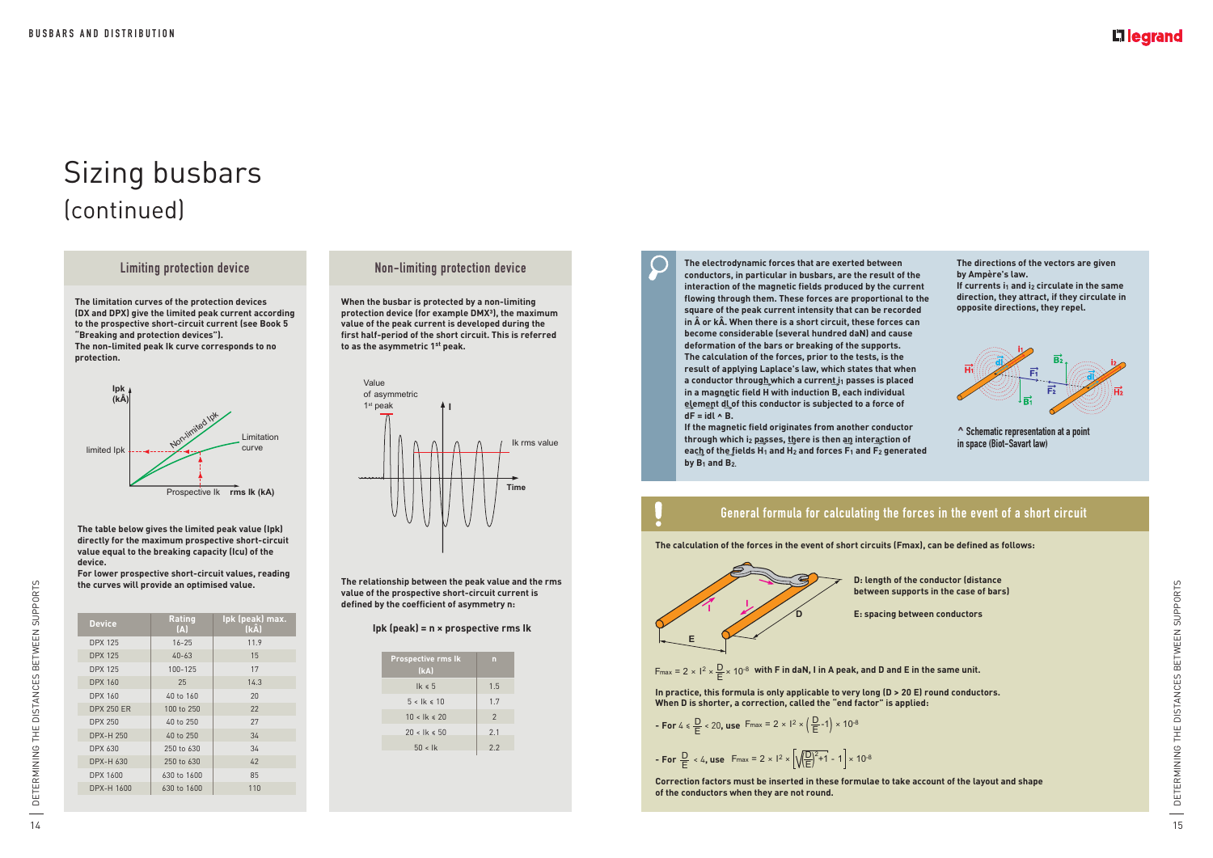# Sizing busbars (continued)

## Limiting protection device

**The limitation curves of the protection devices (DX and DPX) give the limited peak current according to the prospective short-circuit current (see Book 5 "Breaking and protection devices"). The non-limited peak Ik curve corresponds to no protection.**

**The table below gives the limited peak value (Ipk) directly for the maximum prospective short-circuit value equal to the breaking capacity (Icu) of the device. For lower prospective short-circuit values, reading the curves will provide an optimised value.**

| Device | Rating (A) | Ipk (peak) max. (kÂ) |
|---|---|---|
| DPX 125 | 16-25 | 11.9 |
| DPX 125 | 40-63 | 15 |
| DPX 125 | 100-125 | 17 |
| DPX 160 | 25 | 14.3 |
| DPX 160 | 40 to 160 | 20 |
| DPX 250 ER | 100 to 250 | 22 |
| DPX 250 | 40 to 250 | 27 |
| DPX-H 250 | 40 to 250 | 34 |
| DPX 630 | 250 to 630 | 34 |
| DPX-H 630 | 250 to 630 | 42 |
| DPX 1600 | 630 to 1600 | 85 |
| DPX-H 1600 | 630 to 1600 | 110 |

## Non-limiting protection device

**When the busbar is protected by a non-limiting protection device (for example DMX³), the maximum value of the peak current is developed during the first half-period of the short circuit. This is referred to as the asymmetric 1st peak.**

**The relationship between the peak value and the rms value of the prospective short-circuit current is defined by the coefficient of asymmetry n:**

**Ipk (peak) = n × prospective rms Ik**

| Prospective rms Ik (kA) | n |
|---|---|
| Ik ≤ 5 | 1.5 |
| 5 < Ik ≤ 10 | 1.7 |
| 10 < Ik ≤ 20 | 2 |
| 20 < Ik ≤ 50 | 2.1 |
| 50 < Ik | 2.2 |

**The electrodynamic forces that are exerted between conductors, in particular in busbars, are the result of the interaction of the magnetic fields produced by the current flowing through them. These forces are proportional to the square of the peak current intensity that can be recorded in Â or kÂ. When there is a short circuit, these forces can become considerable (several hundred daN) and cause deformation of the bars or breaking of the supports. The calculation of the forces, prior to the tests, is the result of applying Laplace's law, which states that when a conductor through which a current $i_1$ passes is placed in a magnetic field H with induction B, each individual element dl of this conductor is subjected to a force of dF = idl ^ B. If the magnetic field originates from another conductor through which $i_2$ passes, there is then an interaction of each of the fields $H_1$ and $H_2$ and forces $F_1$ and $F_2$ generated by $B_1$ and $B_2$.**

**The directions of the vectors are given by Ampère's law. If currents $i_1$ and $i_2$ circulate in the same direction, they attract, if they circulate in opposite directions, they repel.**

^ Schematic representation at a point in space (Biot-Savart law)

## General formula for calculating the forces in the event of a short circuit

**The calculation of the forces in the event of short circuits (Fmax), can be defined as follows:**

**D: length of the conductor (distance between supports in the case of bars)**

**E: spacing between conductors**

$F_{max} = 2 \times I^2 \times \frac{D}{E} \times 10^{-8}$ **with F in daN, I in A peak, and D and E in the same unit.**

**In practice, this formula is only applicable to very long (D > 20 E) round conductors. When D is shorter, a correction, called the "end factor" is applied:**

- **For** $4 \leq \frac{D}{E} < 20$, **use** $F_{max} = 2 \times I^2 \times \left(\frac{D}{E} - 1\right) \times 10^{-8}$

- **For** $\frac{D}{E} < 4$, **use** $F_{max} = 2 \times I^2 \times \left[\sqrt{\left(\frac{D}{E}\right)^2 + 1} - 1\right] \times 10^{-8}$

**Correction factors must be inserted in these formulae to take account of the layout and shape of the conductors when they are not round.**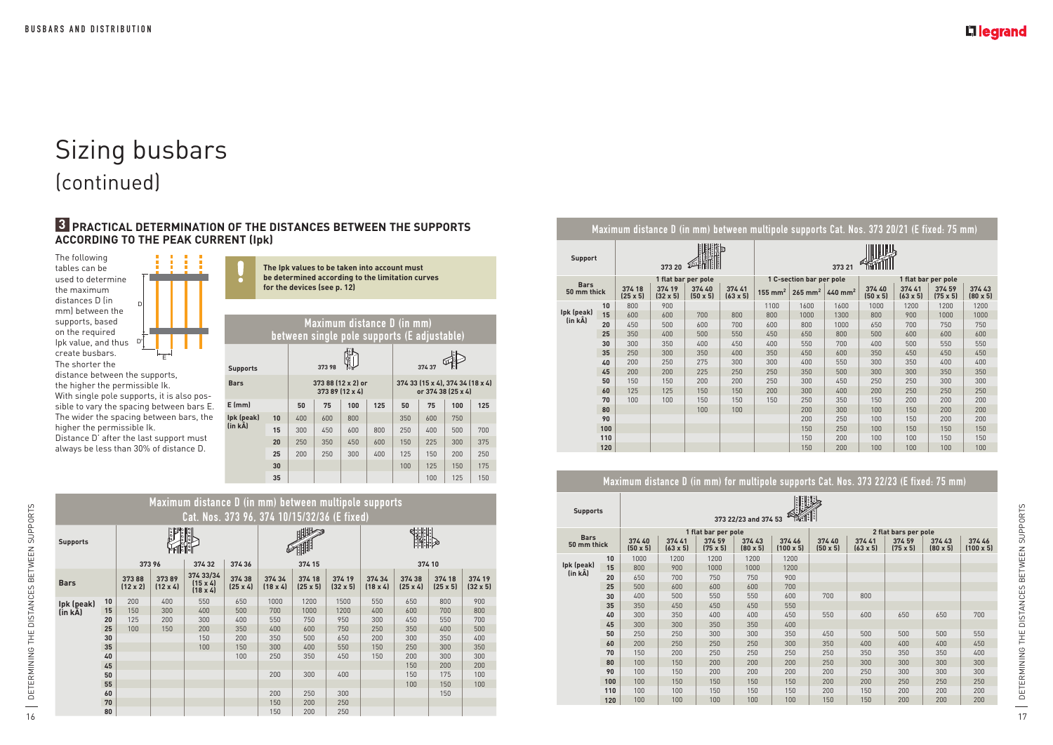# Sizing busbars
## (continued)

### 3 PRACTICAL DETERMINATION OF THE DISTANCES BETWEEN THE SUPPORTS ACCORDING TO THE PEAK CURRENT (Ipk)

The following tables can be used to determine the maximum distances D (in mm) between the supports, based on the required Ipk value, and thus create busbars.
The shorter the distance between the supports, the higher the permissible Ik.
With single pole supports, it is also possible to vary the spacing between bars E. The wider the spacing between bars, the higher the permissible Ik.
Distance D' after the last support must always be less than 30% of distance D.

**The Ipk values to be taken into account must be determined according to the limitation curves for the devices (see p. 12)**

#### Maximum distance D (in mm) between single pole supports (E adjustable)

| Supports | | 373 98 | | | | 374 37 | | | |
|---|---|---|---|---|---|---|---|---|---|
| Bars | | 373 88 (12 x 2) or 373 89 (12 x 4) | | | | 374 33 (15 x 4), 374 34 (18 x 4) or 374 38 (25 x 4) | | | |
| E (mm) | | 50 | 75 | 100 | 125 | 50 | 75 | 100 | 125 |
| Ipk (peak) (in kA) | 10 | 400 | 600 | 800 | | 350 | 600 | 750 | |
| | 15 | 300 | 450 | 600 | 800 | 250 | 400 | 500 | 700 |
| | 20 | 250 | 350 | 450 | 600 | 150 | 225 | 300 | 375 |
| | 25 | 200 | 250 | 300 | 400 | 125 | 150 | 200 | 250 |
| | 30 | | | | | 100 | 125 | 150 | 175 |
| | 35 | | | | | | 100 | 125 | 150 |

#### Maximum distance D (in mm) between multipole supports Cat. Nos. 373 96, 374 10/15/32/36 (E fixed)

| Supports | | 373 96 | | 374 32 | 374 36 | 374 15 | | | 374 10 | | | |
|---|---|---|---|---|---|---|---|---|---|---|---|---|
| Bars | | 373 88 (12 x 2) | 373 89 (12 x 4) | 374 33/34 (15 x 4) (18 x 4) | 374 38 (25 x 4) | 374 34 (18 x 4) | 374 18 (25 x 5) | 374 19 (32 x 5) | 374 34 (18 x 4) | 374 38 (25 x 4) | 374 18 (25 x 5) | 374 19 (32 x 5) |
| Ipk (peak) (in kA) | 10 | 200 | 400 | 550 | 650 | 1000 | 1200 | 1500 | 550 | 650 | 800 | 900 |
| | 15 | 150 | 300 | 400 | 500 | 700 | 1000 | 1200 | 400 | 600 | 700 | 800 |
| | 20 | 125 | 200 | 300 | 400 | 550 | 750 | 950 | 300 | 450 | 550 | 700 |
| | 25 | 100 | 150 | 200 | 350 | 400 | 600 | 750 | 250 | 350 | 400 | 500 |
| | 30 | | | 150 | 200 | 350 | 500 | 650 | 200 | 300 | 350 | 400 |
| | 35 | | | 100 | 150 | 300 | 400 | 550 | 150 | 250 | 300 | 350 |
| | 40 | | | | 100 | 250 | 350 | 450 | 150 | 200 | 300 | 300 |
| | 45 | | | | | | | | | 150 | 200 | 200 |
| | 50 | | | | | 200 | 300 | 400 | | 150 | 175 | 100 |
| | 55 | | | | | | | | | 100 | 150 | 100 |
| | 60 | | | | | 200 | 250 | 300 | | | 150 | |
| | 70 | | | | | 150 | 200 | 250 | | | | |
| | 80 | | | | | 150 | 200 | 250 | | | | |

#### Maximum distance D (in mm) between multipole supports Cat. Nos. 373 20/21 (E fixed: 75 mm)

| Support | | 373 20 | | | | 373 21 | | | | | | |
|---|---|---|---|---|---|---|---|---|---|---|---|---|
| Bars 50 mm thick | | 1 flat bar per pole | | | | 1 C-section bar per pole | | | 1 flat bar per pole | | | |
| | | 374 18 (25 x 5) | 374 19 (32 x 5) | 374 40 (50 x 5) | 374 41 (63 x 5) | 155 mm² | 265 mm² | 440 mm² | 374 40 (50 x 5) | 374 41 (63 x 5) | 374 59 (75 x 5) | 374 43 (80 x 5) |
| Ipk (peak) (in kA) | 10 | 800 | 900 | | | 1100 | 1600 | 1600 | 1000 | 1200 | 1200 | 1200 |
| | 15 | 600 | 600 | 700 | 800 | 800 | 1000 | 1300 | 800 | 900 | 1000 | 1000 |
| | 20 | 450 | 500 | 600 | 700 | 600 | 800 | 1000 | 650 | 700 | 750 | 750 |
| | 25 | 350 | 400 | 500 | 550 | 450 | 650 | 800 | 500 | 600 | 600 | 600 |
| | 30 | 300 | 350 | 400 | 450 | 400 | 550 | 700 | 400 | 500 | 550 | 550 |
| | 35 | 250 | 300 | 350 | 400 | 350 | 450 | 600 | 350 | 450 | 450 | 450 |
| | 40 | 200 | 250 | 275 | 300 | 300 | 400 | 550 | 300 | 350 | 400 | 400 |
| | 45 | 200 | 200 | 225 | 250 | 250 | 350 | 500 | 300 | 300 | 350 | 350 |
| | 50 | 150 | 150 | 200 | 200 | 250 | 300 | 450 | 250 | 250 | 300 | 300 |
| | 60 | 125 | 125 | 150 | 150 | 200 | 300 | 400 | 200 | 250 | 250 | 250 |
| | 70 | 100 | 100 | 150 | 150 | 150 | 250 | 350 | 150 | 200 | 200 | 200 |
| | 80 | | | 100 | 100 | | 200 | 300 | 100 | 150 | 200 | 200 |
| | 90 | | | | | | 200 | 250 | 100 | 150 | 200 | 200 |
| | 100 | | | | | | 150 | 250 | 100 | 150 | 150 | 150 |
| | 110 | | | | | | 150 | 200 | 100 | 100 | 150 | 150 |
| | 120 | | | | | | 150 | 200 | 100 | 100 | 100 | 100 |

#### Maximum distance D (in mm) for multipole supports Cat. Nos. 373 22/23 (E fixed: 75 mm)

| Supports | | 373 22/23 and 374 53 | | | | | | | | | |
|---|---|---|---|---|---|---|---|---|---|---|---|
| Bars 50 mm thick | | 1 flat bar per pole | | | | | 2 flat bars per pole | | | | |
| | | 374 40 (50 x 5) | 374 41 (63 x 5) | 374 59 (75 x 5) | 374 43 (80 x 5) | 374 46 (100 x 5) | 374 40 (50 x 5) | 374 41 (63 x 5) | 374 59 (75 x 5) | 374 43 (80 x 5) | 374 46 (100 x 5) |
| Ipk (peak) (in kA) | 10 | 1000 | 1200 | 1200 | 1200 | 1200 | | | | | |
| | 15 | 800 | 900 | 1000 | 1000 | 1200 | | | | | |
| | 20 | 650 | 700 | 750 | 750 | 900 | | | | | |
| | 25 | 500 | 600 | 600 | 600 | 700 | | | | | |
| | 30 | 400 | 500 | 550 | 550 | 600 | 700 | 800 | | | |
| | 35 | 350 | 450 | 450 | 450 | 550 | | | | | |
| | 40 | 300 | 350 | 400 | 400 | 450 | 550 | 600 | 650 | 650 | 700 |
| | 45 | 300 | 300 | 350 | 350 | 400 | | | | | |
| | 50 | 250 | 250 | 300 | 300 | 350 | 450 | 500 | 500 | 500 | 550 |
| | 60 | 200 | 250 | 250 | 250 | 300 | 350 | 400 | 400 | 400 | 450 |
| | 70 | 150 | 200 | 250 | 250 | 250 | 250 | 350 | 350 | 350 | 400 |
| | 80 | 100 | 150 | 200 | 200 | 200 | 250 | 300 | 300 | 300 | 300 |
| | 90 | 100 | 150 | 200 | 200 | 200 | 200 | 250 | 300 | 300 | 300 |
| | 100 | 100 | 150 | 150 | 150 | 150 | 200 | 200 | 250 | 250 | 250 |
| | 110 | 100 | 100 | 150 | 150 | 150 | 200 | 150 | 200 | 200 | 200 |
| | 120 | 100 | 100 | 100 | 100 | 100 | 150 | 150 | 200 | 200 | 200 |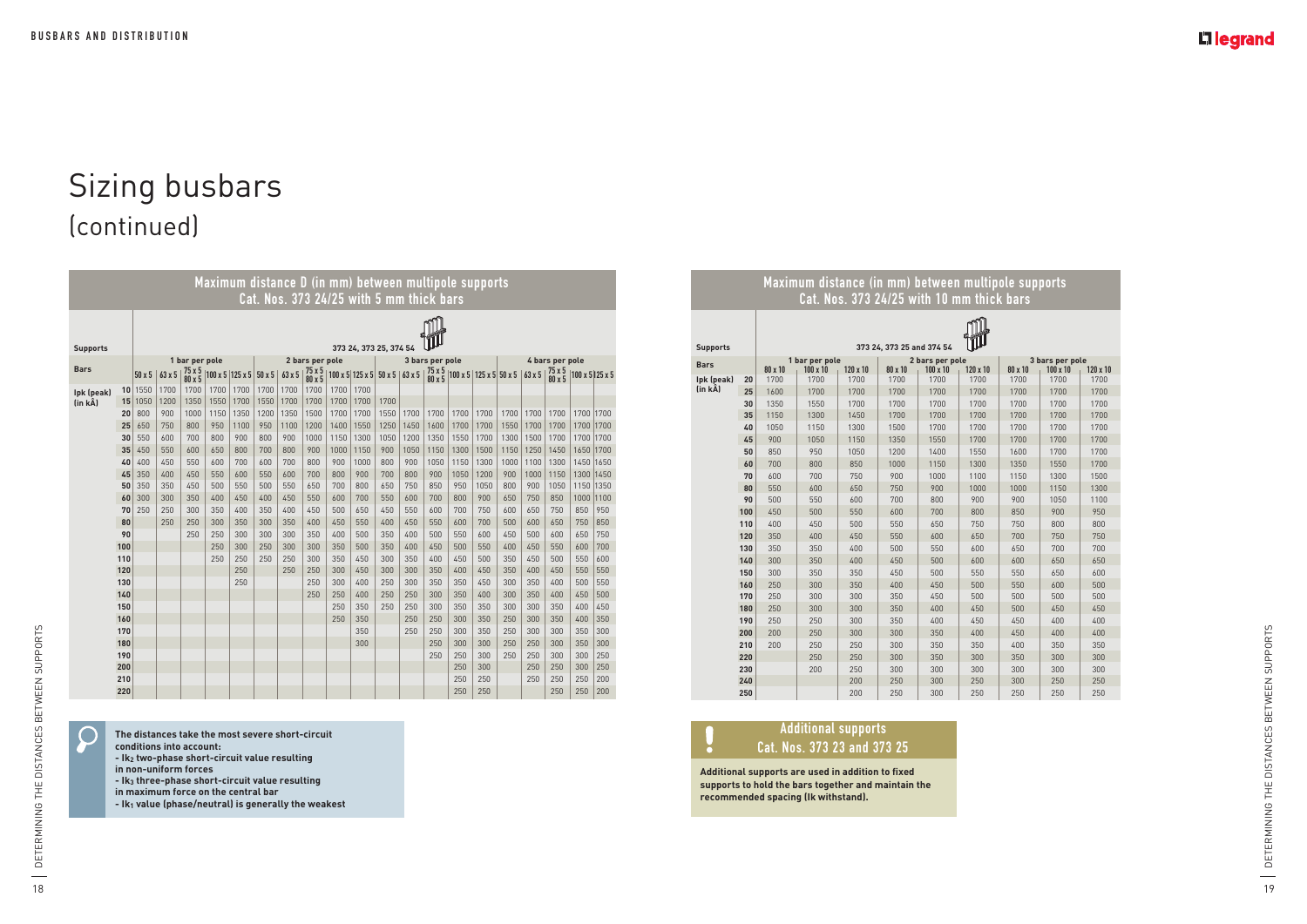# Sizing busbars
## (continued)

**Maximum distance D (in mm) between multipole supports Cat. Nos. 373 24/25 with 5 mm thick bars**

Supports: 373 24, 373 25, 374 54

| Bars | 1 bar per pole | | | | | 2 bars per pole | | | | | 3 bars per pole | | | | | 4 bars per pole | | | | |
|---|---|---|---|---|---|---|---|---|---|---|---|---|---|---|---|---|---|---|---|---|
| Ipk (peak) (in kA) | 50 x 5 | 63 x 5 | 75 x 5 / 80 x 5 | 100 x 5 | 125 x 5 | 50 x 5 | 63 x 5 | 75 x 5 / 80 x 5 | 100 x 5 | 125 x 5 | 50 x 5 | 63 x 5 | 75 x 5 / 80 x 5 | 100 x 5 | 125 x 5 | 50 x 5 | 63 x 5 | 75 x 5 / 80 x 5 | 100 x 5 | 125 x 5 |
| 10 | 1550 | 1700 | 1700 | 1700 | 1700 | 1700 | 1700 | 1700 | 1700 | 1700 | | | | | | | | | | |
| 15 | 1050 | 1200 | 1350 | 1550 | 1700 | 1550 | 1700 | 1700 | 1700 | 1700 | 1700 | | | | | | | | | |
| 20 | 800 | 900 | 1000 | 1150 | 1350 | 1200 | 1350 | 1500 | 1700 | 1700 | 1550 | 1700 | 1700 | 1700 | 1700 | 1700 | 1700 | 1700 | 1700 | 1700 |
| 25 | 650 | 750 | 800 | 950 | 1100 | 950 | 1100 | 1200 | 1400 | 1550 | 1250 | 1450 | 1600 | 1700 | 1700 | 1550 | 1700 | 1700 | 1700 | 1700 |
| 30 | 550 | 600 | 700 | 800 | 900 | 800 | 900 | 1000 | 1150 | 1300 | 1050 | 1200 | 1350 | 1550 | 1700 | 1300 | 1500 | 1700 | 1700 | 1700 |
| 35 | 450 | 550 | 600 | 650 | 800 | 700 | 800 | 900 | 1000 | 1150 | 900 | 1050 | 1150 | 1300 | 1500 | 1150 | 1250 | 1450 | 1650 | 1700 |
| 40 | 400 | 450 | 550 | 600 | 700 | 600 | 700 | 800 | 900 | 1000 | 800 | 900 | 1050 | 1150 | 1300 | 1000 | 1100 | 1300 | 1450 | 1650 |
| 45 | 350 | 400 | 450 | 550 | 600 | 550 | 600 | 700 | 800 | 900 | 700 | 800 | 900 | 1050 | 1200 | 900 | 1000 | 1150 | 1300 | 1450 |
| 50 | 350 | 350 | 450 | 500 | 550 | 500 | 550 | 650 | 700 | 800 | 650 | 750 | 850 | 950 | 1050 | 800 | 900 | 1050 | 1150 | 1350 |
| 60 | 300 | 300 | 350 | 400 | 450 | 400 | 450 | 550 | 600 | 700 | 550 | 600 | 700 | 800 | 900 | 650 | 750 | 850 | 1000 | 1100 |
| 70 | 250 | 250 | 300 | 350 | 400 | 350 | 400 | 450 | 500 | 650 | 450 | 550 | 600 | 700 | 750 | 600 | 650 | 750 | 850 | 950 |
| 80 | | 250 | 250 | 300 | 350 | 300 | 350 | 400 | 450 | 550 | 400 | 450 | 550 | 600 | 700 | 500 | 600 | 650 | 750 | 850 |
| 90 | | | 250 | 250 | 300 | 300 | 300 | 350 | 400 | 500 | 350 | 400 | 500 | 550 | 600 | 450 | 500 | 600 | 650 | 750 |
| 100 | | | | 250 | 300 | 250 | 300 | 300 | 350 | 500 | 350 | 400 | 450 | 500 | 550 | 400 | 450 | 500 | 600 | 700 |
| 110 | | | | 250 | 250 | 250 | 250 | 300 | 350 | 450 | 300 | 350 | 400 | 450 | 500 | 350 | 450 | 500 | 550 | 600 |
| 120 | | | | | 250 | | 250 | 250 | 300 | 450 | 300 | 300 | 350 | 400 | 450 | 350 | 400 | 450 | 550 | 550 |
| 130 | | | | | 250 | | | 250 | 300 | 400 | 250 | 300 | 350 | 350 | 450 | 300 | 350 | 400 | 500 | 550 |
| 140 | | | | | | | | 250 | 250 | 400 | 250 | 250 | 300 | 350 | 400 | 300 | 350 | 400 | 450 | 500 |
| 150 | | | | | | | | | 250 | 350 | 250 | 250 | 300 | 350 | 350 | 300 | 300 | 350 | 400 | 450 |
| 160 | | | | | | | | | 250 | 350 | | 250 | 250 | 300 | 350 | 250 | 300 | 300 | 400 | 350 |
| 170 | | | | | | | | | | 350 | | 250 | 250 | 300 | 350 | 250 | 300 | 300 | 350 | 300 |
| 180 | | | | | | | | | | 300 | | | 250 | 300 | 300 | 250 | 250 | 300 | 350 | 300 |
| 190 | | | | | | | | | | | | | 250 | 250 | 300 | 250 | 250 | 300 | 300 | 250 |
| 200 | | | | | | | | | | | | | | 250 | 300 | | 250 | 250 | 300 | 250 |
| 210 | | | | | | | | | | | | | | 250 | 250 | | 250 | 250 | 250 | 200 |
| 220 | | | | | | | | | | | | | | 250 | 250 | | | 250 | 250 | 200 |

**The distances take the most severe short-circuit conditions into account:**
**- $Ik_2$ two-phase short-circuit value resulting in non-uniform forces**
**- $Ik_3$ three-phase short-circuit value resulting in maximum force on the central bar**
**- $Ik_1$ value (phase/neutral) is generally the weakest**

**Maximum distance (in mm) between multipole supports Cat. Nos. 373 24/25 with 10 mm thick bars**

Supports: 373 24, 373 25 and 374 54

| Bars | 1 bar per pole | | | 2 bars per pole | | | 3 bars per pole | | |
|---|---|---|---|---|---|---|---|---|---|
| Ipk (peak) (in kA) | 80 x 10 | 100 x 10 | 120 x 10 | 80 x 10 | 100 x 10 | 120 x 10 | 80 x 10 | 100 x 10 | 120 x 10 |
| 20 | 1700 | 1700 | 1700 | 1700 | 1700 | 1700 | 1700 | 1700 | 1700 |
| 25 | 1600 | 1700 | 1700 | 1700 | 1700 | 1700 | 1700 | 1700 | 1700 |
| 30 | 1350 | 1550 | 1700 | 1700 | 1700 | 1700 | 1700 | 1700 | 1700 |
| 35 | 1150 | 1300 | 1450 | 1700 | 1700 | 1700 | 1700 | 1700 | 1700 |
| 40 | 1050 | 1150 | 1300 | 1500 | 1700 | 1700 | 1700 | 1700 | 1700 |
| 45 | 900 | 1050 | 1150 | 1350 | 1550 | 1700 | 1700 | 1700 | 1700 |
| 50 | 850 | 950 | 1050 | 1200 | 1400 | 1550 | 1600 | 1700 | 1700 |
| 60 | 700 | 800 | 850 | 1000 | 1150 | 1300 | 1350 | 1550 | 1700 |
| 70 | 600 | 700 | 750 | 900 | 1000 | 1100 | 1150 | 1300 | 1500 |
| 80 | 550 | 600 | 650 | 750 | 900 | 1000 | 1000 | 1150 | 1300 |
| 90 | 500 | 550 | 600 | 700 | 800 | 900 | 900 | 1050 | 1100 |
| 100 | 450 | 500 | 550 | 600 | 700 | 800 | 850 | 900 | 950 |
| 110 | 400 | 450 | 500 | 550 | 650 | 750 | 750 | 800 | 800 |
| 120 | 350 | 400 | 450 | 550 | 600 | 650 | 700 | 750 | 750 |
| 130 | 350 | 350 | 400 | 500 | 550 | 600 | 650 | 700 | 700 |
| 140 | 300 | 350 | 400 | 450 | 500 | 600 | 600 | 650 | 650 |
| 150 | 300 | 350 | 350 | 450 | 500 | 550 | 550 | 650 | 600 |
| 160 | 250 | 300 | 350 | 400 | 450 | 500 | 550 | 600 | 500 |
| 170 | 250 | 300 | 300 | 350 | 450 | 500 | 500 | 500 | 500 |
| 180 | 250 | 300 | 300 | 350 | 400 | 450 | 500 | 450 | 450 |
| 190 | 250 | 250 | 300 | 350 | 400 | 450 | 450 | 400 | 400 |
| 200 | 200 | 250 | 300 | 300 | 350 | 400 | 450 | 400 | 400 |
| 210 | 200 | 250 | 250 | 300 | 350 | 350 | 400 | 350 | 350 |
| 220 | | 250 | 250 | 300 | 350 | 300 | 350 | 300 | 300 |
| 230 | | 200 | 250 | 300 | 300 | 300 | 300 | 300 | 300 |
| 240 | | | 200 | 250 | 300 | 250 | 300 | 250 | 250 |
| 250 | | | 200 | 250 | 300 | 250 | 250 | 250 | 250 |

### Additional supports Cat. Nos. 373 23 and 373 25

**Additional supports are used in addition to fixed supports to hold the bars together and maintain the recommended spacing (Ik withstand).**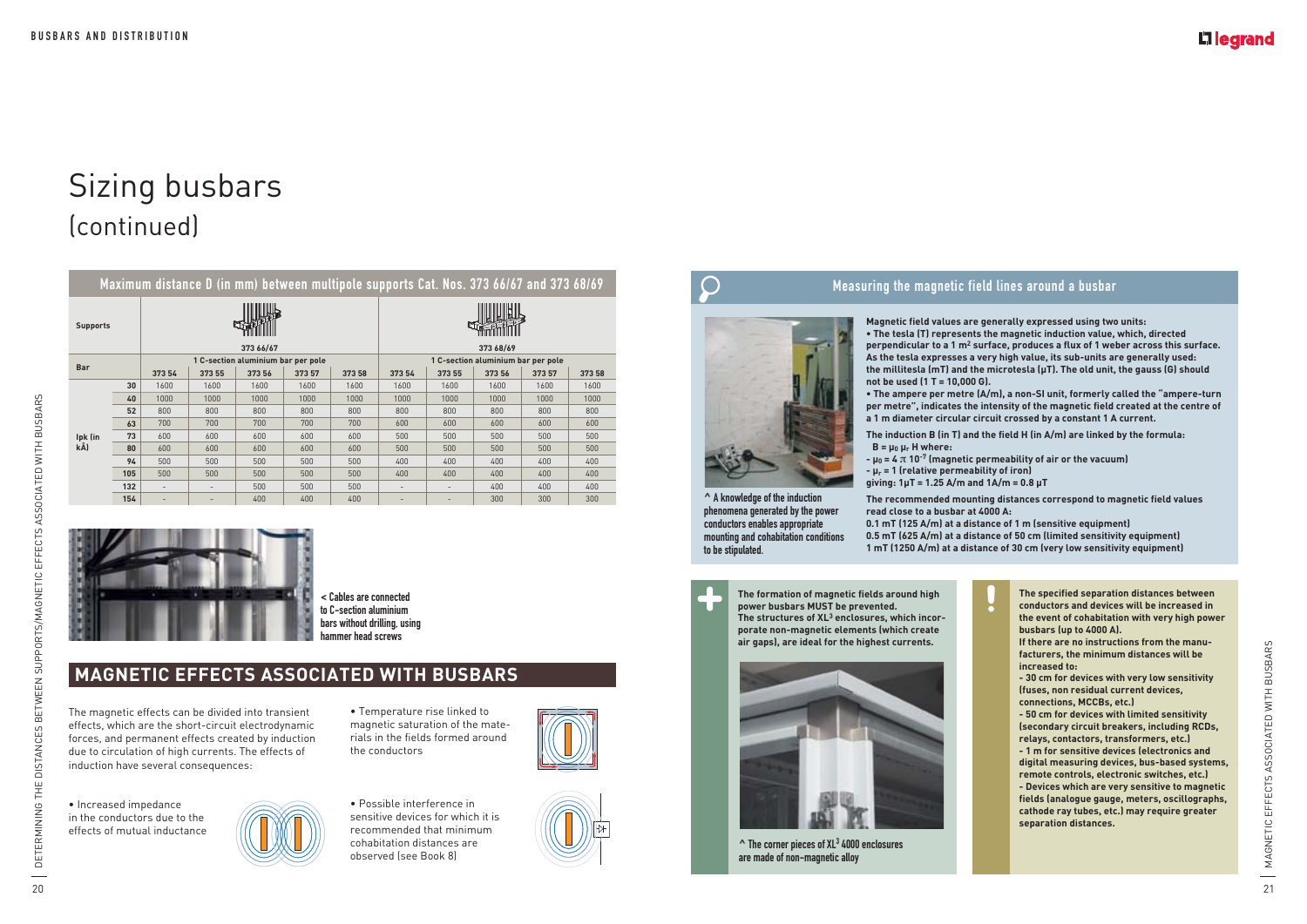# Sizing busbars (continued)

| Maximum distance D (in mm) between multipole supports Cat. Nos. 373 66/67 and 373 68/69 | | | | | | | | | | | |
|---|---|---|---|---|---|---|---|---|---|---|---|
| Supports | | 373 66/67 | | | | | 373 68/69 | | | | |
| Bar | | 1 C-section aluminium bar per pole | | | | | 1 C-section aluminium bar per pole | | | | |
| | | 373 54 | 373 55 | 373 56 | 373 57 | 373 58 | 373 54 | 373 55 | 373 56 | 373 57 | 373 58 |
| Ipk (in kÂ) | 30 | 1600 | 1600 | 1600 | 1600 | 1600 | 1600 | 1600 | 1600 | 1600 | 1600 |
| | 40 | 1000 | 1000 | 1000 | 1000 | 1000 | 1000 | 1000 | 1000 | 1000 | 1000 |
| | 52 | 800 | 800 | 800 | 800 | 800 | 800 | 800 | 800 | 800 | 800 |
| | 63 | 700 | 700 | 700 | 700 | 700 | 600 | 600 | 600 | 600 | 600 |
| | 73 | 600 | 600 | 600 | 600 | 600 | 500 | 500 | 500 | 500 | 500 |
| | 80 | 600 | 600 | 600 | 600 | 600 | 500 | 500 | 500 | 500 | 500 |
| | 94 | 500 | 500 | 500 | 500 | 500 | 400 | 400 | 400 | 400 | 400 |
| | 105 | 500 | 500 | 500 | 500 | 500 | 400 | 400 | 400 | 400 | 400 |
| | 132 | - | - | 500 | 500 | 500 | - | - | 400 | 400 | 400 |
| | 154 | - | - | 400 | 400 | 400 | - | - | 300 | 300 | 300 |

< Cables are connected to C-section aluminium bars without drilling, using hammer head screws

## MAGNETIC EFFECTS ASSOCIATED WITH BUSBARS

The magnetic effects can be divided into transient effects, which are the short-circuit electrodynamic forces, and permanent effects created by induction due to circulation of high currents. The effects of induction have several consequences:

- Increased impedance in the conductors due to the effects of mutual inductance
- Temperature rise linked to magnetic saturation of the materials in the fields formed around the conductors
- Possible interference in sensitive devices for which it is recommended that minimum cohabitation distances are observed (see Book 8)

### Measuring the magnetic field lines around a busbar

^ A knowledge of the induction phenomena generated by the power conductors enables appropriate mounting and cohabitation conditions to be stipulated.

**Magnetic field values are generally expressed using two units:**

**• The tesla (T) represents the magnetic induction value, which, directed perpendicular to a 1 m² surface, produces a flux of 1 weber across this surface. As the tesla expresses a very high value, its sub-units are generally used: the millitesla (mT) and the microtesla (µT). The old unit, the gauss (G) should not be used (1 T = 10,000 G).**

**• The ampere per metre (A/m), a non-SI unit, formerly called the "ampere-turn per metre", indicates the intensity of the magnetic field created at the centre of a 1 m diameter circular circuit crossed by a constant 1 A current.**

**The induction B (in T) and the field H (in A/m) are linked by the formula:**

$B = \mu_0 \mu_r H$ **where:**

- $\mu_0 = 4\pi 10^{-7}$ **(magnetic permeability of air or the vacuum)**
- $\mu_r = 1$ **(relative permeability of iron)**

**giving: 1µT = 1.25 A/m and 1A/m = 0.8 µT**

**The recommended mounting distances correspond to magnetic field values read close to a busbar at 4000 A:**

**0.1 mT (125 A/m) at a distance of 1 m (sensitive equipment)**
**0.5 mT (625 A/m) at a distance of 50 cm (limited sensitivity equipment)**
**1 mT (1250 A/m) at a distance of 30 cm (very low sensitivity equipment)**

**The formation of magnetic fields around high power busbars MUST be prevented. The structures of XL³ enclosures, which incorporate non-magnetic elements (which create air gaps), are ideal for the highest currents.**

^ The corner pieces of XL³ 4000 enclosures are made of non-magnetic alloy

**The specified separation distances between conductors and devices will be increased in the event of cohabitation with very high power busbars (up to 4000 A).**
**If there are no instructions from the manufacturers, the minimum distances will be increased to:**

- **30 cm for devices with very low sensitivity (fuses, non residual current devices, connections, MCCBs, etc.)**
- **50 cm for devices with limited sensitivity (secondary circuit breakers, including RCDs, relays, contactors, transformers, etc.)**
- **1 m for sensitive devices (electronics and digital measuring devices, bus-based systems, remote controls, electronic switches, etc.)**
- **Devices which are very sensitive to magnetic fields (analogue gauge, meters, oscillographs, cathode ray tubes, etc.) may require greater separation distances.**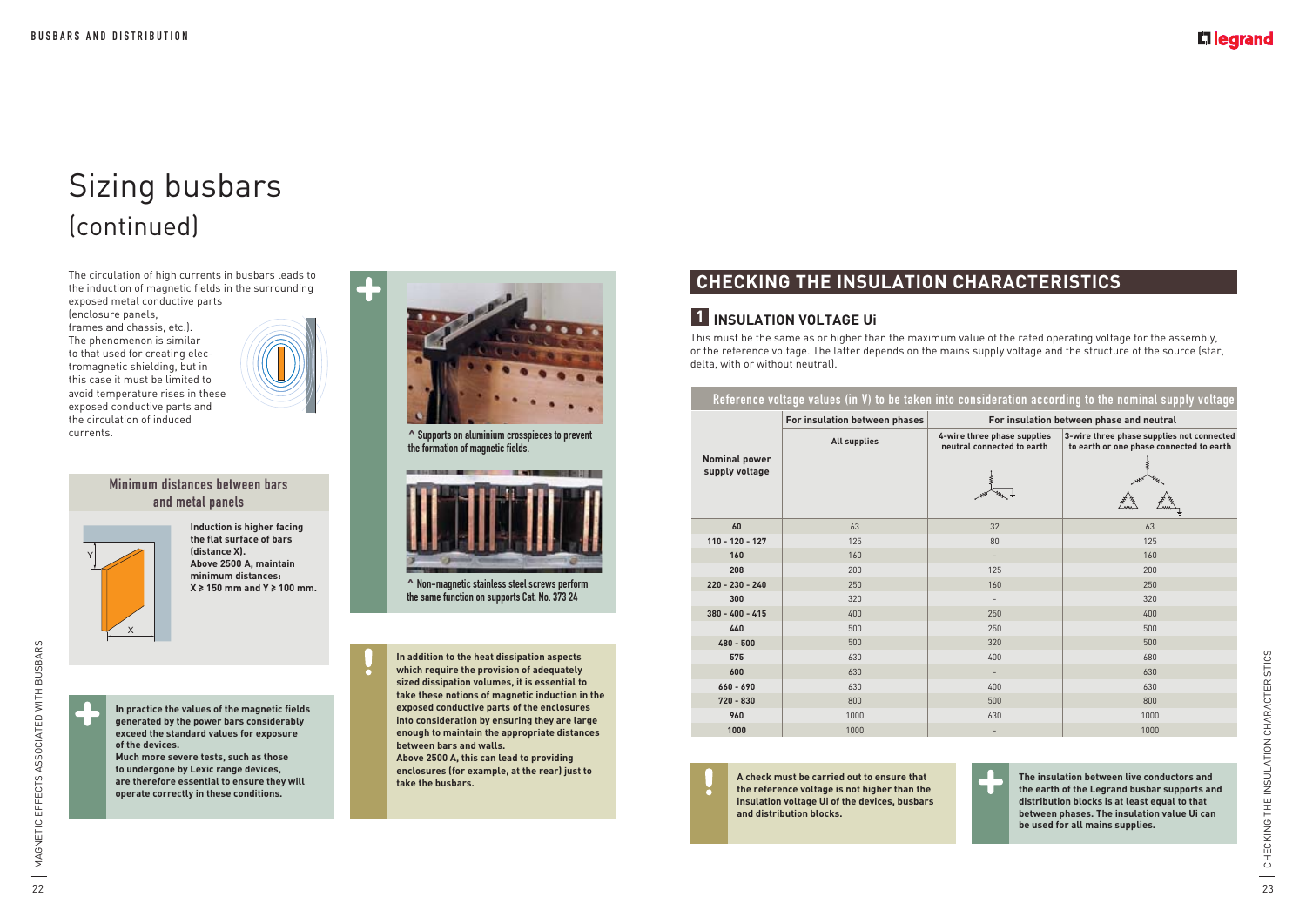# Sizing busbars
## (continued)

The circulation of high currents in busbars leads to the induction of magnetic fields in the surrounding exposed metal conductive parts (enclosure panels, frames and chassis, etc.). The phenomenon is similar to that used for creating electromagnetic shielding, but in this case it must be limited to avoid temperature rises in these exposed conductive parts and the circulation of induced currents.

### Minimum distances between bars and metal panels

**Induction is higher facing the flat surface of bars (distance X). Above 2500 A, maintain minimum distances: X ⩾ 150 mm and Y ⩾ 100 mm.**

**In practice the values of the magnetic fields generated by the power bars considerably exceed the standard values for exposure of the devices. Much more severe tests, such as those to undergone by Lexic range devices, are therefore essential to ensure they will operate correctly in these conditions.**

^ Supports on aluminium crosspieces to prevent the formation of magnetic fields.

^ Non-magnetic stainless steel screws perform the same function on supports Cat. No. 373 24

**In addition to the heat dissipation aspects which require the provision of adequately sized dissipation volumes, it is essential to take these notions of magnetic induction in the exposed conductive parts of the enclosures into consideration by ensuring they are large enough to maintain the appropriate distances between bars and walls. Above 2500 A, this can lead to providing enclosures (for example, at the rear) just to take the busbars.**

## CHECKING THE INSULATION CHARACTERISTICS

### 1 INSULATION VOLTAGE Ui

This must be the same as or higher than the maximum value of the rated operating voltage for the assembly, or the reference voltage. The latter depends on the mains supply voltage and the structure of the source (star, delta, with or without neutral).

**Reference voltage values (in V) to be taken into consideration according to the nominal supply voltage**

| Nominal power supply voltage | For insulation between phases | For insulation between phase and neutral | |
|---|---|---|---|
| | All supplies | 4-wire three phase supplies neutral connected to earth | 3-wire three phase supplies not connected to earth or one phase connected to earth |
| 60 | 63 | 32 | 63 |
| 110 - 120 - 127 | 125 | 80 | 125 |
| 160 | 160 | - | 160 |
| 208 | 200 | 125 | 200 |
| 220 - 230 - 240 | 250 | 160 | 250 |
| 300 | 320 | - | 320 |
| 380 - 400 - 415 | 400 | 250 | 400 |
| 440 | 500 | 250 | 500 |
| 480 - 500 | 500 | 320 | 500 |
| 575 | 630 | 400 | 680 |
| 600 | 630 | - | 630 |
| 660 - 690 | 630 | 400 | 630 |
| 720 - 830 | 800 | 500 | 800 |
| 960 | 1000 | 630 | 1000 |
| 1000 | 1000 | - | 1000 |

**A check must be carried out to ensure that the reference voltage is not higher than the insulation voltage Ui of the devices, busbars and distribution blocks.**

**The insulation between live conductors and the earth of the Legrand busbar supports and distribution blocks is at least equal to that between phases. The insulation value Ui can be used for all mains supplies.**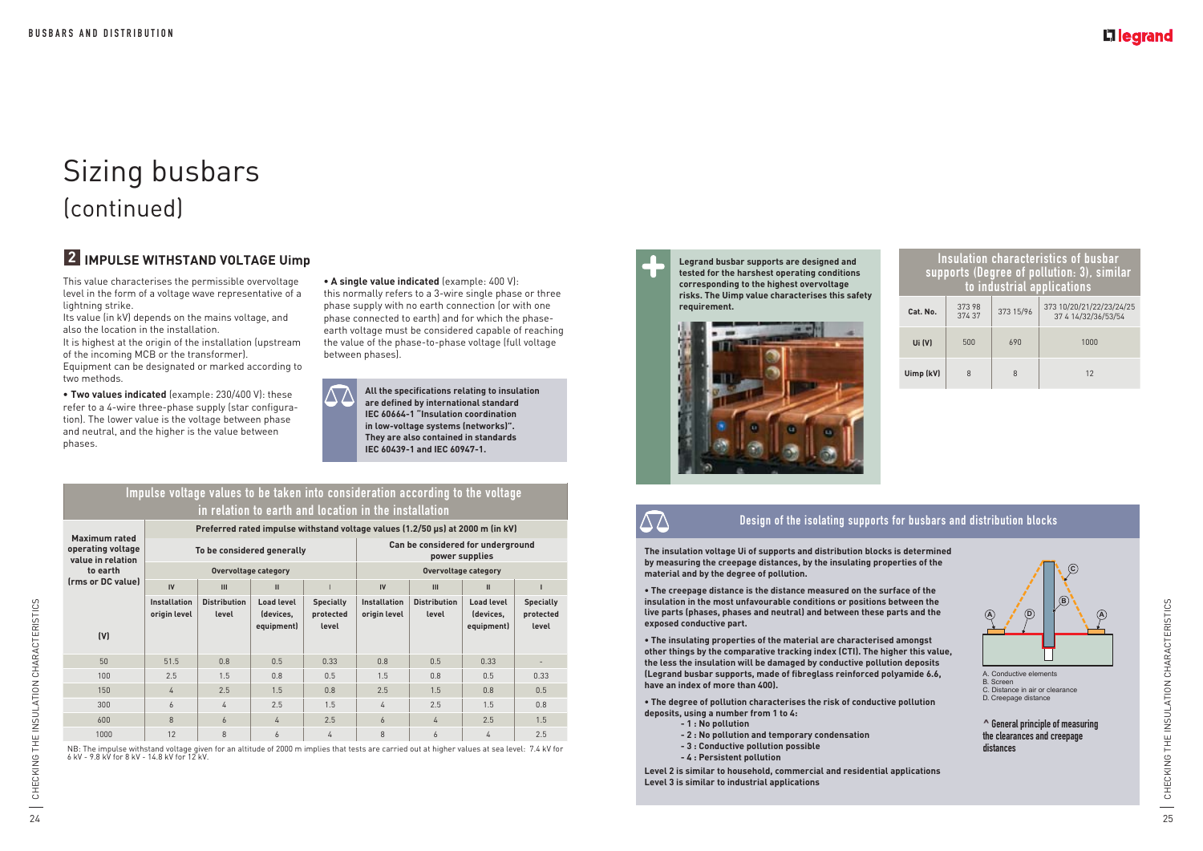# Sizing busbars
(continued)

## 2 IMPULSE WITHSTAND VOLTAGE Uimp

This value characterises the permissible overvoltage level in the form of a voltage wave representative of a lightning strike.
Its value (in kV) depends on the mains voltage, and also the location in the installation.
It is highest at the origin of the installation (upstream of the incoming MCB or the transformer).
Equipment can be designated or marked according to two methods.

• **Two values indicated** (example: 230/400 V): these refer to a 4-wire three-phase supply (star configuration). The lower value is the voltage between phase and neutral, and the higher is the value between phases.

• **A single value indicated** (example: 400 V): this normally refers to a 3-wire single phase or three phase supply with no earth connection (or with one phase connected to earth) and for which the phase-earth voltage must be considered capable of reaching the value of the phase-to-phase voltage (full voltage between phases).

**All the specifications relating to insulation are defined by international standard IEC 60664-1 "Insulation coordination in low-voltage systems (networks)". They are also contained in standards IEC 60439-1 and IEC 60947-1.**

### Impulse voltage values to be taken into consideration according to the voltage in relation to earth and location in the installation

| Maximum rated operating voltage value in relation to earth (rms or DC value) (V) | Preferred rated impulse withstand voltage values (1.2/50 µs) at 2000 m (in kV) | | | | | | | |
|---|---|---|---|---|---|---|---|---|
| | To be considered generally | | | | Can be considered for underground power supplies | | | |
| | Overvoltage category | | | | Overvoltage category | | | |
| | IV | III | II | I | IV | III | II | I |
| | Installation origin level | Distribution level | Load level (devices, equipment) | Specially protected level | Installation origin level | Distribution level | Load level (devices, equipment) | Specially protected level |
| 50 | 51.5 | 0.8 | 0.5 | 0.33 | 0.8 | 0.5 | 0.33 | - |
| 100 | 2.5 | 1.5 | 0.8 | 0.5 | 1.5 | 0.8 | 0.5 | 0.33 |
| 150 | 4 | 2.5 | 1.5 | 0.8 | 2.5 | 1.5 | 0.8 | 0.5 |
| 300 | 6 | 4 | 2.5 | 1.5 | 4 | 2.5 | 1.5 | 0.8 |
| 600 | 8 | 6 | 4 | 2.5 | 6 | 4 | 2.5 | 1.5 |
| 1000 | 12 | 8 | 6 | 4 | 8 | 6 | 4 | 2.5 |

NB: The impulse withstand voltage given for an altitude of 2000 m implies that tests are carried out at higher values at sea level: 7.4 kV for 6 kV - 9.8 kV for 8 kV - 14.8 kV for 12 kV.

**Legrand busbar supports are designed and tested for the harshest operating conditions corresponding to the highest overvoltage risks. The Uimp value characterises this safety requirement.**

### Insulation characteristics of busbar supports (Degree of pollution: 3), similar to industrial applications

| Cat. No. | 373 98 374 37 | 373 15/96 | 373 10/20/21/22/23/24/25 37 4 14/32/36/53/54 |
|---|---|---|---|
| Ui (V) | 500 | 690 | 1000 |
| Uimp (kV) | 8 | 8 | 12 |

### Design of the isolating supports for busbars and distribution blocks

**The insulation voltage Ui of supports and distribution blocks is determined by measuring the creepage distances, by the insulating properties of the material and by the degree of pollution.**

**• The creepage distance is the distance measured on the surface of the insulation in the most unfavourable conditions or positions between the live parts (phases, phases and neutral) and between these parts and the exposed conductive part.**

**• The insulating properties of the material are characterised amongst other things by the comparative tracking index (CTI). The higher this value, the less the insulation will be damaged by conductive pollution deposits (Legrand busbar supports, made of fibreglass reinforced polyamide 6.6, have an index of more than 400).**

**• The degree of pollution characterises the risk of conductive pollution deposits, using a number from 1 to 4:**
- **1 : No pollution**
- **2 : No pollution and temporary condensation**
- **3 : Conductive pollution possible**
- **4 : Persistent pollution**

**Level 2 is similar to household, commercial and residential applications**
**Level 3 is similar to industrial applications**

A. Conductive elements
B. Screen
C. Distance in air or clearance
D. Creepage distance

^ General principle of measuring the clearances and creepage distances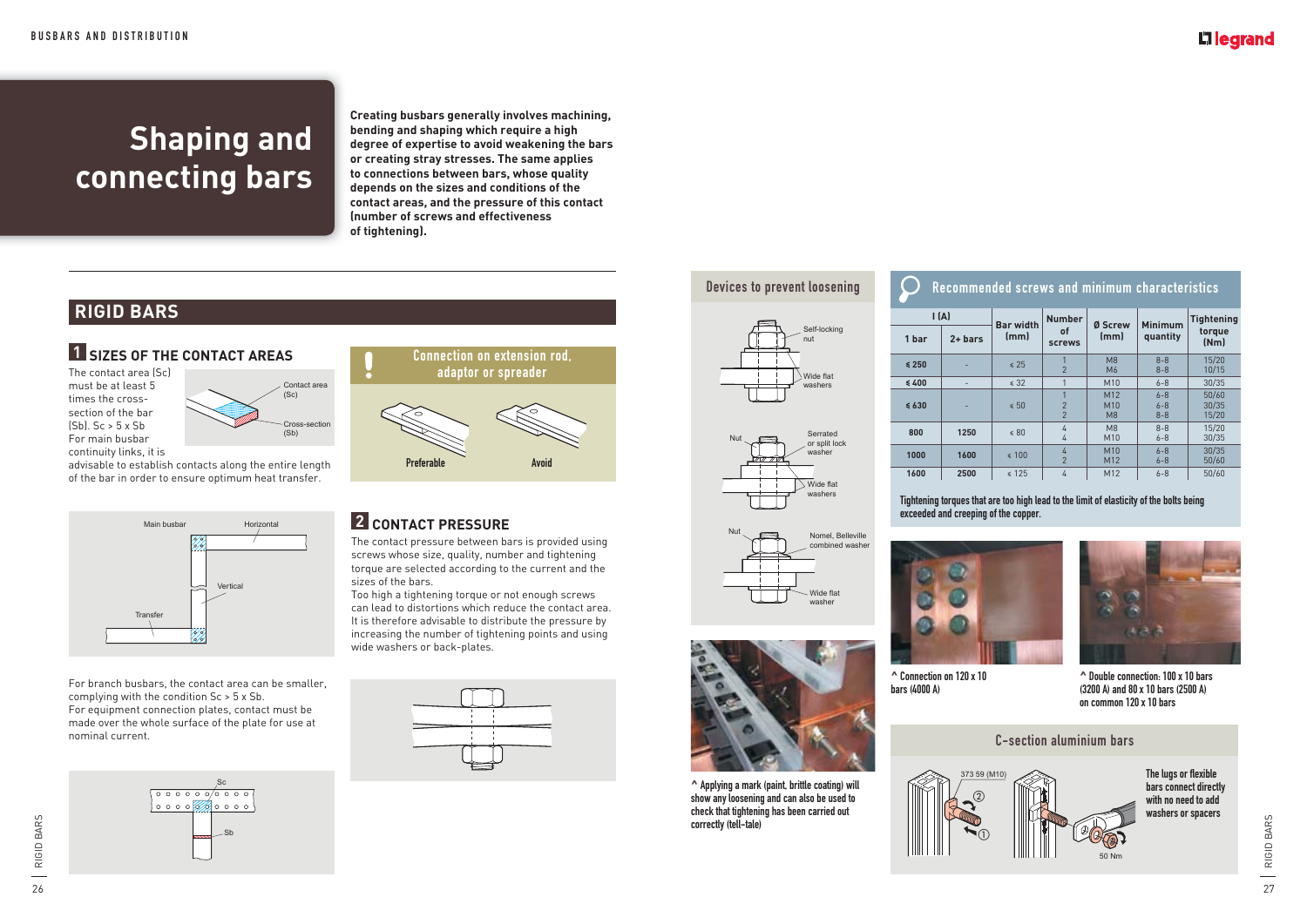# Shaping and connecting bars

**Creating busbars generally involves machining, bending and shaping which require a high degree of expertise to avoid weakening the bars or creating stray stresses. The same applies to connections between bars, whose quality depends on the sizes and conditions of the contact areas, and the pressure of this contact (number of screws and effectiveness of tightening).**

## RIGID BARS

### 1 SIZES OF THE CONTACT AREAS

The contact area (Sc) must be at least 5 times the cross-section of the bar (Sb). Sc > 5 x Sb

For main busbar continuity links, it is advisable to establish contacts along the entire length of the bar in order to ensure optimum heat transfer.

Contact area (Sc)

Cross-section (Sb)

Main busbar

Horizontal

Vertical

Transfer

For branch busbars, the contact area can be smaller, complying with the condition Sc > 5 x Sb.

For equipment connection plates, contact must be made over the whole surface of the plate for use at nominal current.

Sc

Sb

#### Connection on extension rod, adaptor or spreader

Preferable

Avoid

### 2 CONTACT PRESSURE

The contact pressure between bars is provided using screws whose size, quality, number and tightening torque are selected according to the current and the sizes of the bars.

Too high a tightening torque or not enough screws can lead to distortions which reduce the contact area. It is therefore advisable to distribute the pressure by increasing the number of tightening points and using wide washers or back-plates.

#### Devices to prevent loosening

Self-locking nut

Wide flat washers

Nut

Serrated or split lock washer

Wide flat washers

Nut

Nomel, Belleville combined washer

Wide flat washer

^ Applying a mark (paint, brittle coating) will show any loosening and can also be used to check that tightening has been carried out correctly (tell-tale)

#### Recommended screws and minimum characteristics

| I (A) | | Bar width (mm) | Number of screws | Ø Screw (mm) | Minimum quantity | Tightening torque (Nm) |
|---|---|---|---|---|---|---|
| 1 bar | 2+ bars | | | | | |
| ≤ 250 | - | ≤ 25 | 1<br>2 | M8<br>M6 | 8-8<br>8-8 | 15/20<br>10/15 |
| ≤ 400 | - | ≤ 32 | 1 | M10 | 6-8 | 30/35 |
| ≤ 630 | - | ≤ 50 | 1<br>2<br>2 | M12<br>M10<br>M8 | 6-8<br>6-8<br>8-8 | 50/60<br>30/35<br>15/20 |
| 800 | 1250 | ≤ 80 | 4<br>4 | M8<br>M10 | 8-8<br>6-8 | 15/20<br>30/35 |
| 1000 | 1600 | ≤ 100 | 4<br>2 | M10<br>M12 | 6-8<br>6-8 | 30/35<br>50/60 |
| 1600 | 2500 | ≤ 125 | 4 | M12 | 6-8 | 50/60 |

Tightening torques that are too high lead to the limit of elasticity of the bolts being exceeded and creeping of the copper.

^ Connection on 120 x 10 bars (4000 A)

^ Double connection: 100 x 10 bars (3200 A) and 80 x 10 bars (2500 A) on common 120 x 10 bars

#### C-section aluminium bars

373 59 (M10)

50 Nm

The lugs or flexible bars connect directly with no need to add washers or spacers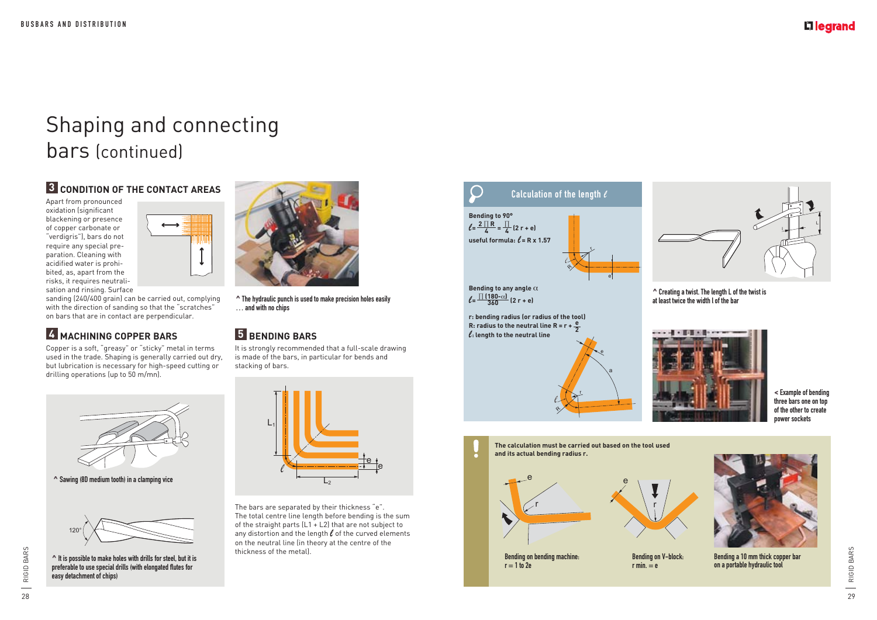# Shaping and connecting bars (continued)

## 3 CONDITION OF THE CONTACT AREAS

Apart from pronounced oxidation (significant blackening or presence of copper carbonate or "verdigris"), bars do not require any special preparation. Cleaning with acidified water is prohibited, as, apart from the risks, it requires neutralisation and rinsing. Surface sanding (240/400 grain) can be carried out, complying with the direction of sanding so that the "scratches" on bars that are in contact are perpendicular.

^ The hydraulic punch is used to make precision holes easily … and with no chips

## 4 MACHINING COPPER BARS

Copper is a soft, "greasy" or "sticky" metal in terms used in the trade. Shaping is generally carried out dry, but lubrication is necessary for high-speed cutting or drilling operations (up to 50 m/mn).

^ Sawing (8D medium tooth) in a clamping vice

^ It is possible to make holes with drills for steel, but it is preferable to use special drills (with elongated flutes for easy detachment of chips)

## 5 BENDING BARS

It is strongly recommended that a full-scale drawing is made of the bars, in particular for bends and stacking of bars.

The bars are separated by their thickness "e". The total centre line length before bending is the sum of the straight parts (L1 + L2) that are not subject to any distortion and the length $\ell$ of the curved elements on the neutral line (in theory at the centre of the thickness of the metal).

### Calculation of the length $\ell$

**Bending to 90°**

$$\ell = \frac{2 \pi R}{4} = \frac{\pi}{4}(2r + e)$$

**useful formula:** $\ell = R \times 1.57$

**Bending to any angle** $\alpha$

$$\ell = \frac{\pi(180-\alpha)}{360}(2r + e)$$

**r: bending radius (or radius of the tool)**
**R: radius to the neutral line** $R = r + \frac{e}{2}$
$\ell$**: length to the neutral line**

^ Creating a twist. The length L of the twist is at least twice the width l of the bar

< Example of bending three bars one on top of the other to create power sockets

**The calculation must be carried out based on the tool used and its actual bending radius r.**

Bending on bending machine: r = 1 to 2e

Bending on V-block: r min. = e

Bending a 10 mm thick copper bar on a portable hydraulic tool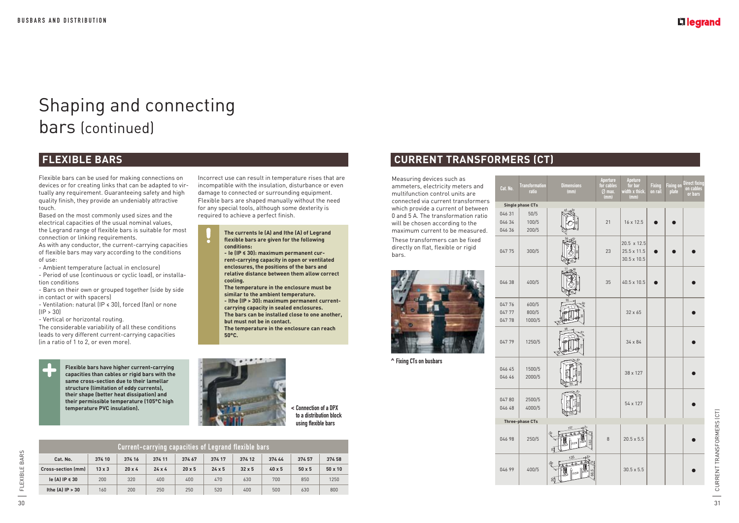# Shaping and connecting bars (continued)

## FLEXIBLE BARS

Flexible bars can be used for making connections on devices or for creating links that can be adapted to virtually any requirement. Guaranteeing safety and high quality finish, they provide an undeniably attractive touch.

Based on the most commonly used sizes and the electrical capacities of the usual nominal values, the Legrand range of flexible bars is suitable for most connection or linking requirements.

As with any conductor, the current-carrying capacities of flexible bars may vary according to the conditions of use:

- Ambient temperature (actual in enclosure)
- Period of use (continuous or cyclic load), or installation conditions
- Bars on their own or grouped together (side by side in contact or with spacers)
- Ventilation: natural (IP ≤ 30), forced (fan) or none (IP > 30)
- Vertical or horizontal routing.

The considerable variability of all these conditions leads to very different current-carrying capacities (in a ratio of 1 to 2, or even more).

Incorrect use can result in temperature rises that are incompatible with the insulation, disturbance or even damage to connected or surrounding equipment. Flexible bars are shaped manually without the need for any special tools, although some dexterity is required to achieve a perfect finish.

**The currents Ie (A) and Ithe (A) of Legrand flexible bars are given for the following conditions:**
**- Ie (IP ≤ 30): maximum permanent current-carrying capacity in open or ventilated enclosures, the positions of the bars and relative distance between them allow correct cooling.**
**The temperature in the enclosure must be similar to the ambient temperature.**
**- Ithe (IP > 30): maximum permanent current-carrying capacity in sealed enclosures.**
**The bars can be installed close to one another, but must not be in contact.**
**The temperature in the enclosure can reach 50°C.**

**Flexible bars have higher current-carrying capacities than cables or rigid bars with the same cross-section due to their lamellar structure (limitation of eddy currents), their shape (better heat dissipation) and their permissible temperature (105°C high temperature PVC insulation).**

< Connection of a DPX to a distribution block using flexible bars

**Current-carrying capacities of Legrand flexible bars**

| Cat. No. | 374 10 | 374 16 | 374 11 | 374 67 | 374 17 | 374 12 | 374 44 | 374 57 | 374 58 |
|---|---|---|---|---|---|---|---|---|---|
| Cross-section (mm) | 13 x 3 | 20 x 4 | 24 x 4 | 20 x 5 | 24 x 5 | 32 x 5 | 40 x 5 | 50 x 5 | 50 x 10 |
| Ie (A) IP ≤ 30 | 200 | 320 | 400 | 400 | 470 | 630 | 700 | 850 | 1250 |
| Ithe (A) IP > 30 | 160 | 200 | 250 | 250 | 520 | 400 | 500 | 630 | 800 |

## CURRENT TRANSFORMERS (CT)

Measuring devices such as ammeters, electricity meters and multifunction control units are connected via current transformers which provide a current of between 0 and 5 A. The transformation ratio will be chosen according to the maximum current to be measured.

These transformers can be fixed directly on flat, flexible or rigid bars.

^ Fixing CTs on busbars

| Cat. No. | Transformation ratio | Dimensions (mm) | Aperture for cables Ø max. (mm) | Apeture for bar width x thick. (mm) | Fixing on rail | Fixing on plate | Direct fixing on cables or bars |
|---|---|---|---|---|---|---|---|
| **Single phase CTs** | | | | | | | |
| 046 31<br>046 34<br>046 36 | 50/5<br>100/5<br>200/5 | | 21 | 16 x 12.5 | ● | ● | |
| 047 75 | 300/5 | | 23 | 20.5 x 12.5<br>25.5 x 11.5<br>30.5 x 10.5 | ● | ● | ● |
| 046 38 | 400/5 | | 35 | 40.5 x 10.5 | ● | | ● |
| 047 76<br>047 77<br>047 78 | 600/5<br>800/5<br>1000/5 | | | 32 x 65 | | | ● |
| 047 79 | 1250/5 | | | 34 x 84 | | | ● |
| 046 45<br>046 46 | 1500/5<br>2000/5 | | | 38 x 127 | | | ● |
| 047 80<br>046 48 | 2500/5<br>4000/5 | | | 54 x 127 | | | ● |
| **Three-phase CTs** | | | | | | | |
| 046 98 | 250/5 | | 8 | 20.5 x 5.5 | | | ● |
| 046 99 | 400/5 | | | 30.5 x 5.5 | | | ● |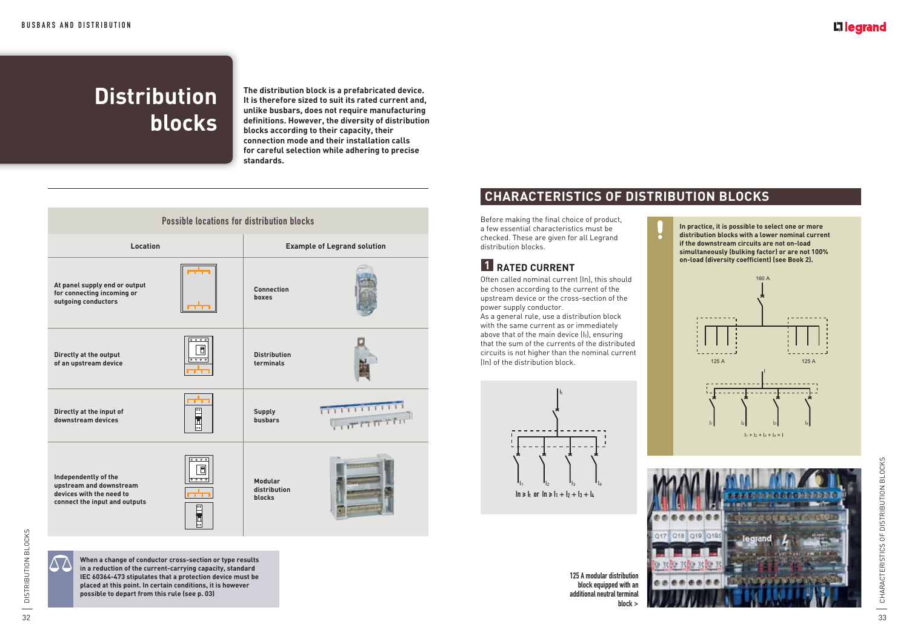# Distribution blocks

**The distribution block is a prefabricated device. It is therefore sized to suit its rated current and, unlike busbars, does not require manufacturing definitions. However, the diversity of distribution blocks according to their capacity, their connection mode and their installation calls for careful selection while adhering to precise standards.**

| Possible locations for distribution blocks | |
|---|---|
| **Location** | **Example of Legrand solution** |
| At panel supply end or output for connecting incoming or outgoing conductors | Connection boxes |
| Directly at the output of an upstream device | Distribution terminals |
| Directly at the input of downstream devices | Supply busbars |
| Independently of the upstream and downstream devices with the need to connect the input and outputs | Modular distribution blocks |

When a change of conductor cross-section or type results in a reduction of the current-carrying capacity, standard IEC 60364-473 stipulates that a protection device must be placed at this point. In certain conditions, it is however possible to depart from this rule (see p. 03)

## CHARACTERISTICS OF DISTRIBUTION BLOCKS

Before making the final choice of product, a few essential characteristics must be checked. These are given for all Legrand distribution blocks.

### 1 RATED CURRENT

Often called nominal current (In), this should be chosen according to the current of the upstream device or the cross-section of the power supply conductor.

As a general rule, use a distribution block with the same current as or immediately above that of the main device ($I_t$), ensuring that the sum of the currents of the distributed circuits is not higher than the nominal current (In) of the distribution block.

$I_t$

$I_1$ $I_2$ $I_3$ $I_4$

$In \geq I_t$ or $In \geq I_1 + I_2 + I_3 + I_4$

**In practice, it is possible to select one or more distribution blocks with a lower nominal current if the downstream circuits are not on-load simultaneously (bulking factor) or are not 100% on-load (diversity coefficient) (see Book 2).**

160 A

125 A   125 A

I

$I_1$ $I_2$ $I_3$ $I_4$

$I_1 + I_2 + I_3 + I_4 = I$

125 A modular distribution block equipped with an additional neutral terminal block >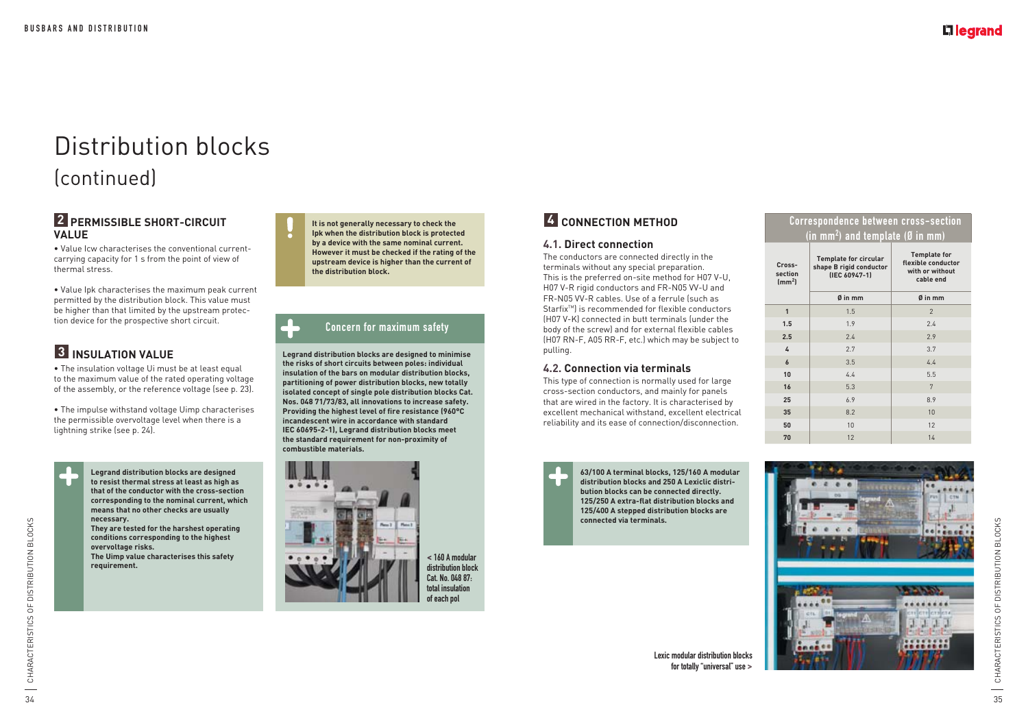# Distribution blocks

(continued)

## 2 PERMISSIBLE SHORT-CIRCUIT VALUE

• Value Icw characterises the conventional current-carrying capacity for 1 s from the point of view of thermal stress.

• Value Ipk characterises the maximum peak current permitted by the distribution block. This value must be higher than that limited by the upstream protection device for the prospective short circuit.

## 3 INSULATION VALUE

• The insulation voltage Ui must be at least equal to the maximum value of the rated operating voltage of the assembly, or the reference voltage (see p. 23).

• The impulse withstand voltage Uimp characterises the permissible overvoltage level when there is a lightning strike (see p. 24).

**Legrand distribution blocks are designed to resist thermal stress at least as high as that of the conductor with the cross-section corresponding to the nominal current, which means that no other checks are usually necessary.**
**They are tested for the harshest operating conditions corresponding to the highest overvoltage risks.**
**The Uimp value characterises this safety requirement.**

**It is not generally necessary to check the Ipk when the distribution block is protected by a device with the same nominal current. However it must be checked if the rating of the upstream device is higher than the current of the distribution block.**

### Concern for maximum safety

**Legrand distribution blocks are designed to minimise the risks of short circuits between poles: individual insulation of the bars on modular distribution blocks, partitioning of power distribution blocks, new totally isolated concept of single pole distribution blocks Cat. Nos. 048 71/73/83, all innovations to increase safety. Providing the highest level of fire resistance (960°C incandescent wire in accordance with standard IEC 60695-2-1), Legrand distribution blocks meet the standard requirement for non-proximity of combustible materials.**

< 160 A modular distribution block Cat. No. 048 87: total insulation of each pol

## 4 CONNECTION METHOD

### 4.1. Direct connection

The conductors are connected directly in the terminals without any special preparation.
This is the preferred on-site method for H07 V-U, H07 V-R rigid conductors and FR-N05 VV-U and FR-N05 VV-R cables. Use of a ferrule (such as Starfix™) is recommended for flexible conductors (H07 V-K) connected in butt terminals (under the body of the screw) and for external flexible cables (H07 RN-F, A05 RR-F, etc.) which may be subject to pulling.

### 4.2. Connection via terminals

This type of connection is normally used for large cross-section conductors, and mainly for panels that are wired in the factory. It is characterised by excellent mechanical withstand, excellent electrical reliability and its ease of connection/disconnection.

**Correspondence between cross-section (in mm²) and template (Ø in mm)**

| Cross-section (mm²) | Template for circular shape B rigid conductor (IEC 60947-1) | Template for flexible conductor with or without cable end |
|---|---|---|
| | Ø in mm | Ø in mm |
| 1 | 1.5 | 2 |
| 1.5 | 1.9 | 2.4 |
| 2.5 | 2.4 | 2.9 |
| 4 | 2.7 | 3.7 |
| 6 | 3.5 | 4.4 |
| 10 | 4.4 | 5.5 |
| 16 | 5.3 | 7 |
| 25 | 6.9 | 8.9 |
| 35 | 8.2 | 10 |
| 50 | 10 | 12 |
| 70 | 12 | 14 |

**63/100 A terminal blocks, 125/160 A modular distribution blocks and 250 A Lexiclic distribution blocks can be connected directly. 125/250 A extra-flat distribution blocks and 125/400 A stepped distribution blocks are connected via terminals.**

Lexic modular distribution blocks for totally "universal" use >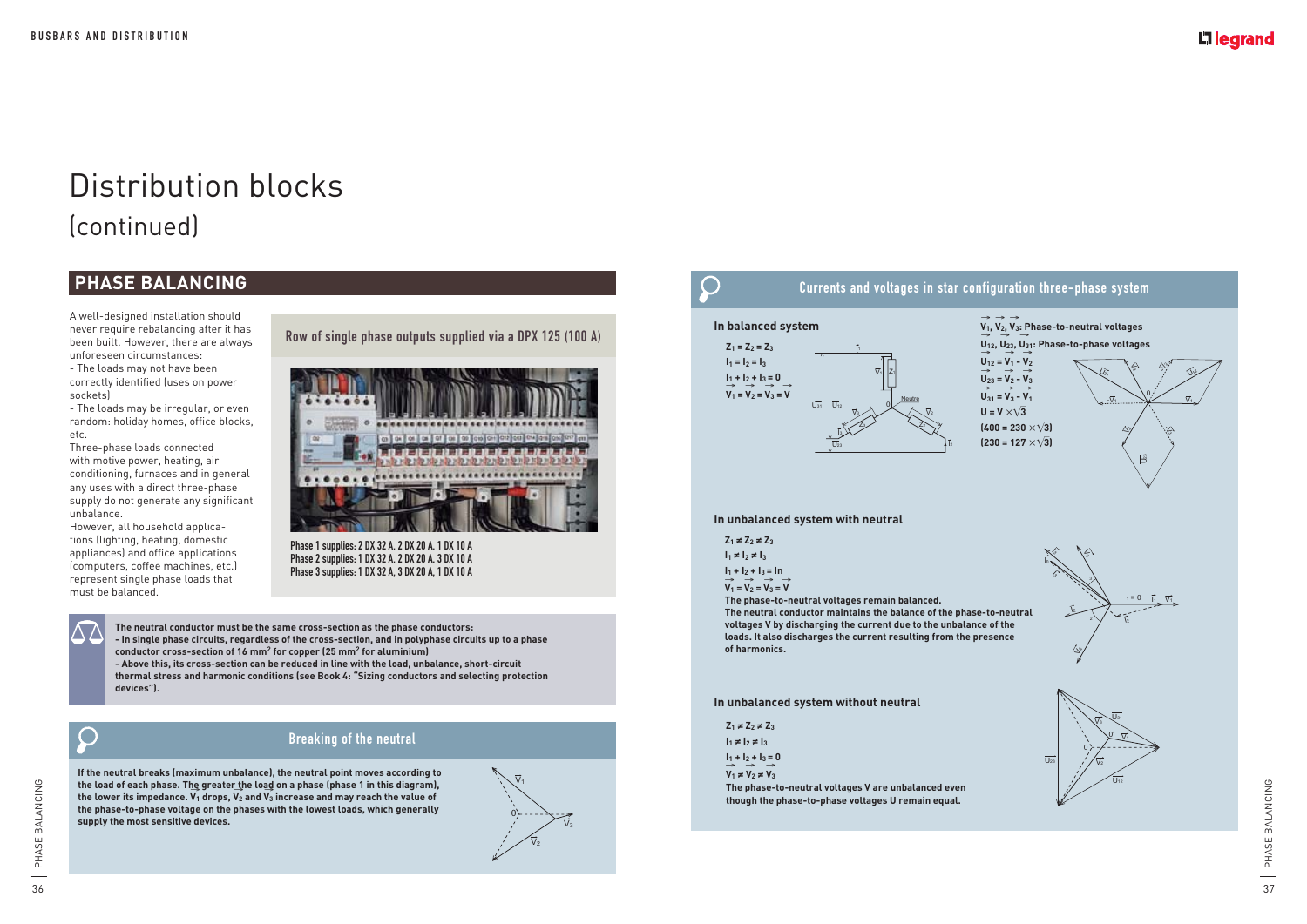# Distribution blocks
(continued)

## PHASE BALANCING

A well-designed installation should never require rebalancing after it has been built. However, there are always unforeseen circumstances:

- The loads may not have been correctly identified (uses on power sockets)
- The loads may be irregular, or even random: holiday homes, office blocks, etc.

Three-phase loads connected with motive power, heating, air conditioning, furnaces and in general any uses with a direct three-phase supply do not generate any significant unbalance.

However, all household applications (lighting, heating, domestic appliances) and office applications (computers, coffee machines, etc.) represent single phase loads that must be balanced.

### Row of single phase outputs supplied via a DPX 125 (100 A)

Phase 1 supplies: 2 DX 32 A, 2 DX 20 A, 1 DX 10 A
Phase 2 supplies: 1 DX 32 A, 2 DX 20 A, 3 DX 10 A
Phase 3 supplies: 1 DX 32 A, 3 DX 20 A, 1 DX 10 A

**The neutral conductor must be the same cross-section as the phase conductors:**
**- In single phase circuits, regardless of the cross-section, and in polyphase circuits up to a phase conductor cross-section of 16 mm² for copper (25 mm² for aluminium)**
**- Above this, its cross-section can be reduced in line with the load, unbalance, short-circuit thermal stress and harmonic conditions (see Book 4: "Sizing conductors and selecting protection devices").**

### Breaking of the neutral

**If the neutral breaks (maximum unbalance), the neutral point moves according to the load of each phase. The greater the load on a phase (phase 1 in this diagram), the lower its impedance. $V_1$ drops, $V_2$ and $V_3$ increase and may reach the value of the phase-to-phase voltage on the phases with the lowest loads, which generally supply the most sensitive devices.**

### Currents and voltages in star configuration three-phase system

#### In balanced system

$Z_1 = Z_2 = Z_3$
$I_1 = I_2 = I_3$
$\vec{I_1} + \vec{I_2} + \vec{I_3} = 0$
$V_1 = V_2 = V_3 = V$

$\vec{V_1}, \vec{V_2}, \vec{V_3}$: Phase-to-neutral voltages
$\vec{U_{12}}, \vec{U_{23}}, \vec{U_{31}}$: Phase-to-phase voltages
$\vec{U_{12}} = \vec{V_1} - \vec{V_2}$
$\vec{U_{23}} = \vec{V_2} - \vec{V_3}$
$\vec{U_{31}} = \vec{V_3} - \vec{V_1}$
$U = V \times \sqrt{3}$
$(400 = 230 \times \sqrt{3})$
$(230 = 127 \times \sqrt{3})$

#### In unbalanced system with neutral

$Z_1 \neq Z_2 \neq Z_3$
$I_1 \neq I_2 \neq I_3$
$\vec{I_1} + \vec{I_2} + \vec{I_3} = \vec{I_n}$
$V_1 = V_2 = V_3 = V$

**The phase-to-neutral voltages remain balanced.**
**The neutral conductor maintains the balance of the phase-to-neutral voltages V by discharging the current due to the unbalance of the loads. It also discharges the current resulting from the presence of harmonics.**

#### In unbalanced system without neutral

$Z_1 \neq Z_2 \neq Z_3$
$I_1 \neq I_2 \neq I_3$
$\vec{I_1} + \vec{I_2} + \vec{I_3} = 0$
$V_1 \neq V_2 \neq V_3$

**The phase-to-neutral voltages V are unbalanced even though the phase-to-phase voltages U remain equal.**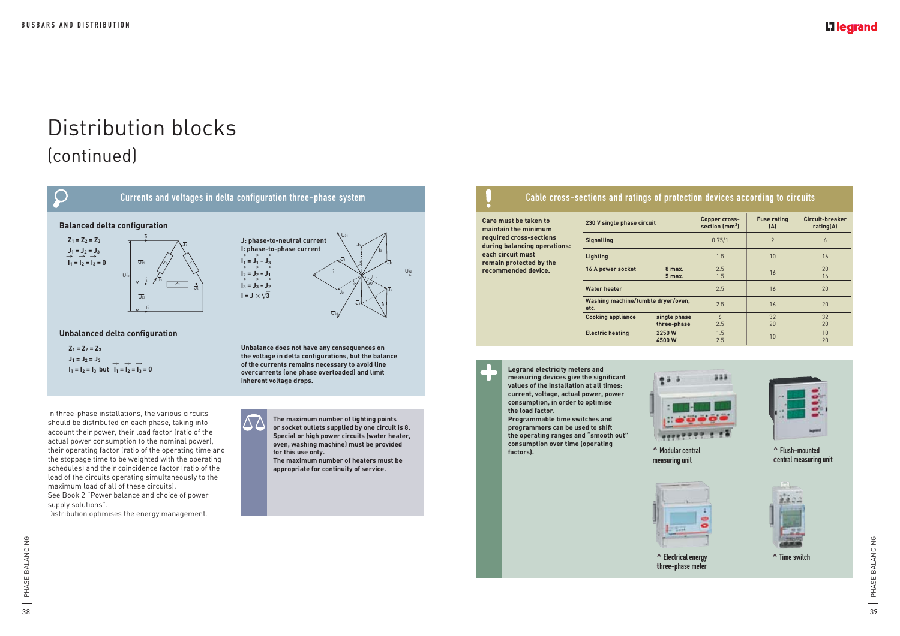# Distribution blocks
## (continued)

### Currents and voltages in delta configuration three-phase system

#### Balanced delta configuration

$Z_1 = Z_2 = Z_3$

$J_1 = J_2 = J_3$

$\vec{I_1} = \vec{I_2} = \vec{I_3} = 0$

J: phase-to-neutral current

I: phase-to-phase current

$\vec{I_1} = \vec{J_1} - \vec{J_3}$

$\vec{I_2} = \vec{J_2} - \vec{J_1}$

$\vec{I_3} = \vec{J_3} - \vec{J_2}$

$I = J \times \sqrt{3}$

#### Unbalanced delta configuration

$Z_1 = Z_2 = Z_3$

$J_1 = J_2 = J_3$

$I_1 = I_2 = I_3$ but $\vec{I_1} = \vec{I_2} = \vec{I_3} = 0$

**Unbalance does not have any consequences on the voltage in delta configurations, but the balance of the currents remains necessary to avoid line overcurrents (one phase overloaded) and limit inherent voltage drops.**

In three-phase installations, the various circuits should be distributed on each phase, taking into account their power, their load factor (ratio of the actual power consumption to the nominal power), their operating factor (ratio of the operating time and the stoppage time to be weighted with the operating schedules) and their coincidence factor (ratio of the load of the circuits operating simultaneously to the maximum load of all of these circuits).
See Book 2 "Power balance and choice of power supply solutions".
Distribution optimises the energy management.

**The maximum number of lighting points or socket outlets supplied by one circuit is 8. Special or high power circuits (water heater, oven, washing machine) must be provided for this use only.**
**The maximum number of heaters must be appropriate for continuity of service.**

### Cable cross-sections and ratings of protection devices according to circuits

**Care must be taken to maintain the minimum required cross-sections during balancing operations: each circuit must remain protected by the recommended device.**

| 230 V single phase circuit | | Copper cross-section (mm²) | Fuse rating (A) | Circuit-breaker rating(A) |
|---|---|---|---|---|
| Signalling | | 0.75/1 | 2 | 6 |
| Lighting | | 1.5 | 10 | 16 |
| 16 A power socket | 8 max. | 2.5 | 16 | 20 |
| | 5 max. | 1.5 | | 16 |
| Water heater | | 2.5 | 16 | 20 |
| Washing machine/tumble dryer/oven, etc. | | 2.5 | 16 | 20 |
| Cooking appliance | single phase | 6 | 32 | 32 |
| | three-phase | 2.5 | 20 | 20 |
| Electric heating | 2250 W | 1.5 | 10 | 10 |
| | 4500 W | 2.5 | | 20 |

**Legrand electricity meters and measuring devices give the significant values of the installation at all times: current, voltage, actual power, power consumption, in order to optimise the load factor.**
**Programmable time switches and programmers can be used to shift the operating ranges and "smooth out" consumption over time (operating factors).**

^ Modular central measuring unit

^ Flush-mounted central measuring unit

^ Electrical energy three-phase meter

^ Time switch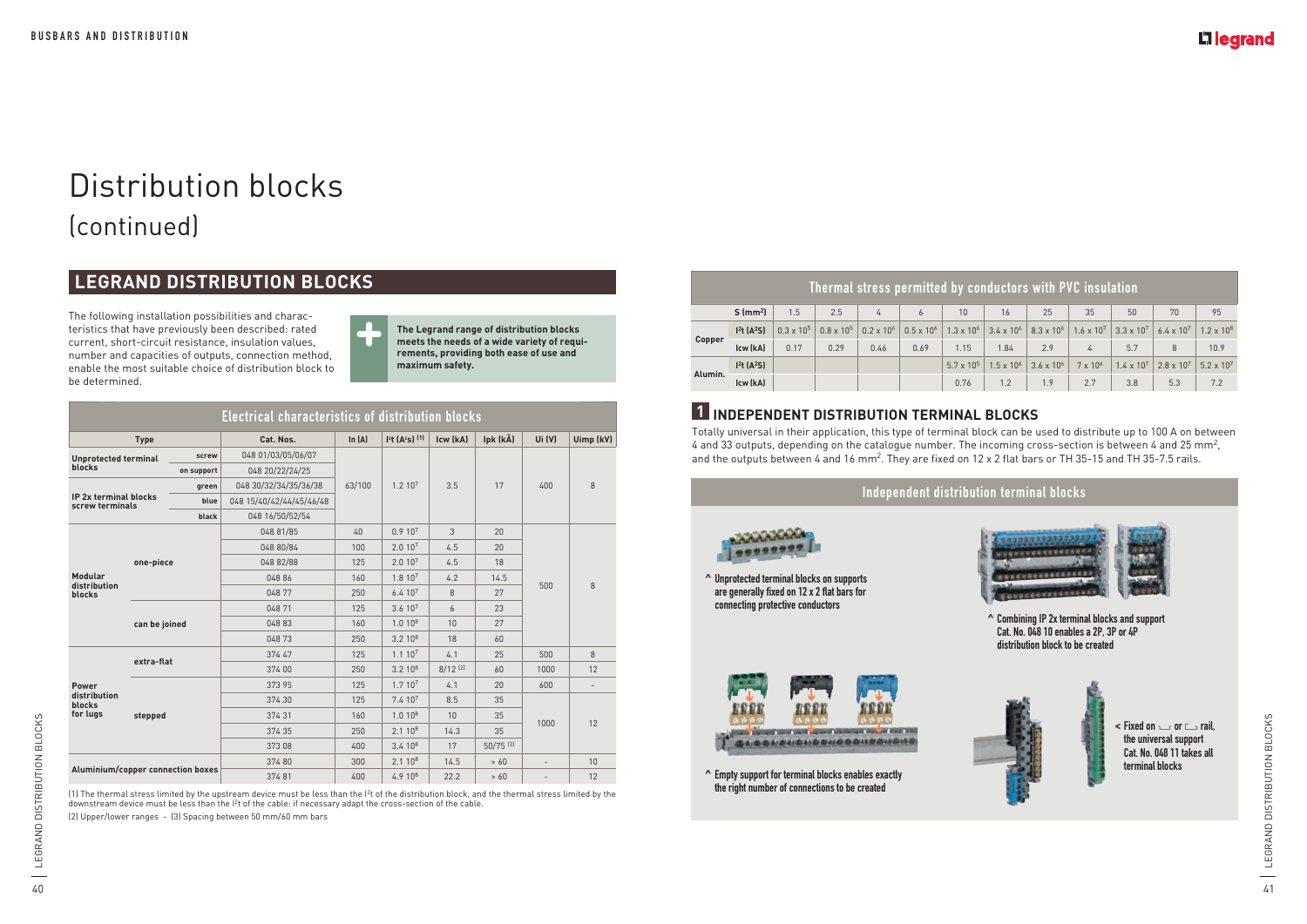# Distribution blocks

## (continued)

## LEGRAND DISTRIBUTION BLOCKS

The following installation possibilities and characteristics that have previously been described: rated current, short-circuit resistance, insulation values, number and capacities of outputs, connection method, enable the most suitable choice of distribution block to be determined.

**The Legrand range of distribution blocks meets the needs of a wide variety of requirements, providing both ease of use and maximum safety.**

### Electrical characteristics of distribution blocks

| Type | | | Cat. Nos. | In (A) | $I^2t$ ($A^2s$) (1) | Icw (kA) | Ipk (kÂ) | Ui (V) | Uimp (kV) |
|---|---|---|---|---|---|---|---|---|---|
| Unprotected terminal blocks | | screw | 048 01/03/05/06/07 | 63/100 | $1.2\ 10^7$ | 3.5 | 17 | 400 | 8 |
| | | on support | 048 20/22/24/25 | | | | | | |
| IP 2x terminal blocks screw terminals | | green | 048 30/32/34/35/36/38 | | | | | | |
| | | blue | 048 15/40/42/44/45/46/48 | | | | | | |
| | | black | 048 16/50/52/54 | | | | | | |
| Modular distribution blocks | one-piece | | 048 81/85 | 40 | $0.9\ 10^7$ | 3 | 20 | 500 | 8 |
| | | | 048 80/84 | 100 | $2.0\ 10^7$ | 4.5 | 20 | | |
| | | | 048 82/88 | 125 | $2.0\ 10^7$ | 4.5 | 18 | | |
| | | | 048 86 | 160 | $1.8\ 10^7$ | 4.2 | 14.5 | | |
| | | | 048 77 | 250 | $6.4\ 10^7$ | 8 | 27 | | |
| | can be joined | | 048 71 | 125 | $3.6\ 10^7$ | 6 | 23 | | |
| | | | 048 83 | 160 | $1.0\ 10^8$ | 10 | 27 | | |
| | | | 048 73 | 250 | $3.2\ 10^8$ | 18 | 60 | | |
| Power distribution blocks for lugs | extra-flat | | 374 47 | 125 | $1.1\ 10^7$ | 4.1 | 25 | 500 | 8 |
| | | | 374 00 | 250 | $3.2\ 10^8$ | 8/12 (2) | 60 | 1000 | 12 |
| | stepped | | 373 95 | 125 | $1.7\ 10^7$ | 4.1 | 20 | 600 | - |
| | | | 374 30 | 125 | $7.4\ 10^7$ | 8.5 | 35 | 1000 | 12 |
| | | | 374 31 | 160 | $1.0\ 10^8$ | 10 | 35 | | |
| | | | 374 35 | 250 | $2.1\ 10^8$ | 14.3 | 35 | | |
| | | | 373 08 | 400 | $3.4\ 10^8$ | 17 | 50/75 (3) | | |
| Aluminium/copper connection boxes | | | 374 80 | 300 | $2.1\ 10^8$ | 14.5 | > 60 | - | 10 |
| | | | 374 81 | 400 | $4.9\ 10^8$ | 22.2 | > 60 | - | 12 |

(1) The thermal stress limited by the upstream device must be less than the $I^2t$ of the distribution block, and the thermal stress limited by the downstream device must be less than the $I^2t$ of the cable: if necessary adapt the cross-section of the cable.

(2) Upper/lower ranges - (3) Spacing between 50 mm/60 mm bars

### Thermal stress permitted by conductors with PVC insulation

| | S ($mm^2$) | 1.5 | 2.5 | 4 | 6 | 10 | 16 | 25 | 35 | 50 | 70 | 95 |
|---|---|---|---|---|---|---|---|---|---|---|---|---|
| Copper | $I^2t$ ($A^2S$) | $0.3 \times 10^5$ | $0.8 \times 10^5$ | $0.2 \times 10^6$ | $0.5 \times 10^6$ | $1.3 \times 10^6$ | $3.4 \times 10^6$ | $8.3 \times 10^6$ | $1.6 \times 10^7$ | $3.3 \times 10^7$ | $6.4 \times 10^7$ | $1.2 \times 10^8$ |
| | Icw (kA) | 0.17 | 0.29 | 0.46 | 0.69 | 1.15 | 1.84 | 2.9 | 4 | 5.7 | 8 | 10.9 |
| Alumin. | $I^2t$ ($A^2S$) | | | | | $5.7 \times 10^5$ | $1.5 \times 10^6$ | $3.6 \times 10^6$ | $7 \times 10^6$ | $1.4 \times 10^7$ | $2.8 \times 10^7$ | $5.2 \times 10^7$ |
| | Icw (kA) | | | | | 0.76 | 1.2 | 1.9 | 2.7 | 3.8 | 5.3 | 7.2 |

### 1 INDEPENDENT DISTRIBUTION TERMINAL BLOCKS

Totally universal in their application, this type of terminal block can be used to distribute up to 100 A on between 4 and 33 outputs, depending on the catalogue number. The incoming cross-section is between 4 and 25 $mm^2$, and the outputs between 4 and 16 $mm^2$. They are fixed on 12 x 2 flat bars or TH 35-15 and TH 35-7.5 rails.

#### Independent distribution terminal blocks

^ Unprotected terminal blocks on supports are generally fixed on 12 x 2 flat bars for connecting protective conductors

^ Combining IP 2x terminal blocks and support Cat. No. 048 10 enables a 2P, 3P or 4P distribution block to be created

^ Empty support for terminal blocks enables exactly the right number of connections to be created

< Fixed on ⊔ or ⊏ rail, the universal support Cat. No. 048 11 takes all terminal blocks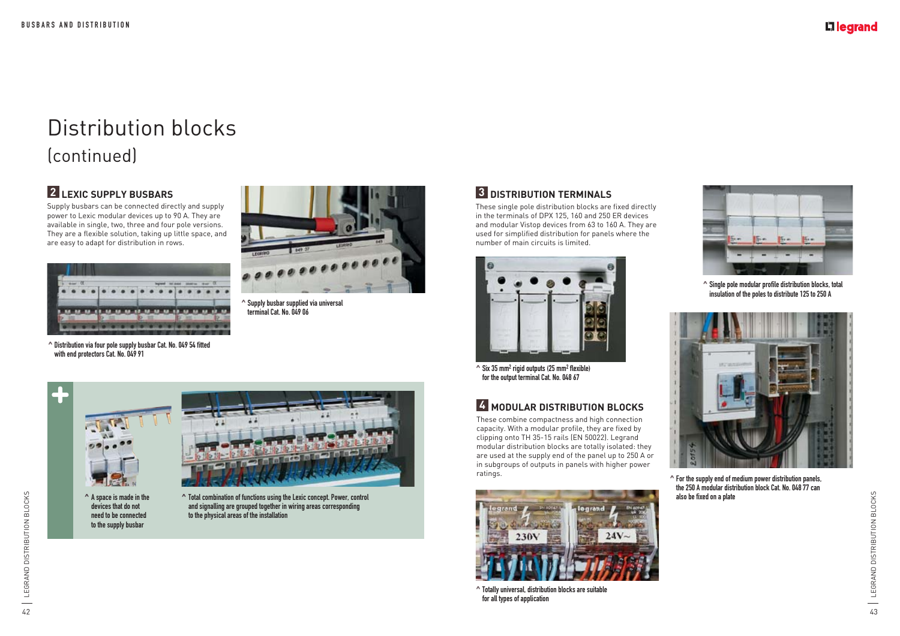# Distribution blocks
(continued)

## 2 LEXIC SUPPLY BUSBARS

Supply busbars can be connected directly and supply power to Lexic modular devices up to 90 A. They are available in single, two, three and four pole versions. They are a flexible solution, taking up little space, and are easy to adapt for distribution in rows.

^ Distribution via four pole supply busbar Cat. No. 049 54 fitted with end protectors Cat. No. 049 91

^ Supply busbar supplied via universal terminal Cat. No. 049 06

^ A space is made in the devices that do not need to be connected to the supply busbar

^ Total combination of functions using the Lexic concept. Power, control and signalling are grouped together in wiring areas corresponding to the physical areas of the installation

## 3 DISTRIBUTION TERMINALS

These single pole distribution blocks are fixed directly in the terminals of DPX 125, 160 and 250 ER devices and modular Vistop devices from 63 to 160 A. They are used for simplified distribution for panels where the number of main circuits is limited.

^ Six 35 mm$^2$ rigid outputs (25 mm$^2$ flexible) for the output terminal Cat. No. 048 67

^ Single pole modular profile distribution blocks, total insulation of the poles to distribute 125 to 250 A

## 4 MODULAR DISTRIBUTION BLOCKS

These combine compactness and high connection capacity. With a modular profile, they are fixed by clipping onto TH 35-15 rails (EN 50022). Legrand modular distribution blocks are totally isolated: they are used at the supply end of the panel up to 250 A or in subgroups of outputs in panels with higher power ratings.

^ Totally universal, distribution blocks are suitable for all types of application

^ For the supply end of medium power distribution panels, the 250 A modular distribution block Cat. No. 048 77 can also be fixed on a plate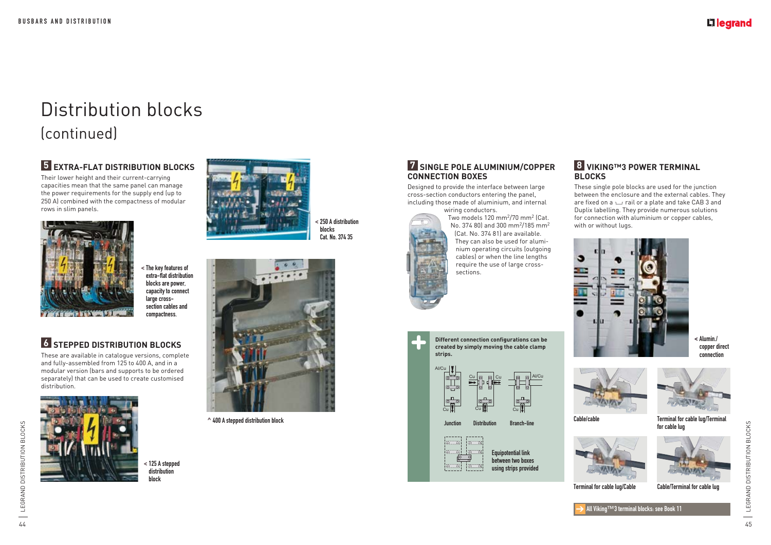# Distribution blocks
(continued)

## 5 EXTRA-FLAT DISTRIBUTION BLOCKS

Their lower height and their current-carrying capacities mean that the same panel can manage the power requirements for the supply end (up to 250 A) combined with the compactness of modular rows in slim panels.

< The key features of extra-flat distribution blocks are power, capacity to connect large cross-section cables and compactness.

< 250 A distribution blocks Cat. No. 374 35

## 6 STEPPED DISTRIBUTION BLOCKS

These are available in catalogue versions, complete and fully-assembled from 125 to 400 A, and in a modular version (bars and supports to be ordered separately) that can be used to create customised distribution.

< 125 A stepped distribution block

^ 400 A stepped distribution block

## 7 SINGLE POLE ALUMINIUM/COPPER CONNECTION BOXES

Designed to provide the interface between large cross-section conductors entering the panel, including those made of aluminium, and internal wiring conductors.

Two models 120 mm²/70 mm² (Cat. No. 374 80) and 300 mm²/185 mm² (Cat. No. 374 81) are available. They can also be used for aluminium operating circuits (outgoing cables) or when the line lengths require the use of large cross-sections.

**Different connection configurations can be created by simply moving the cable clamp strips.**

Al/Cu, Cu — Junction
Cu, Cu, Cu — Distribution
Al/Cu, Cu — Branch-line

Equipotential link between two boxes using strips provided

## 8 VIKING™3 POWER TERMINAL BLOCKS

These single pole blocks are used for the junction between the enclosure and the external cables. They are fixed on a ⌴ rail or a plate and take CAB 3 and Duplix labelling. They provide numerous solutions for connection with aluminium or copper cables, with or without lugs.

< Alumin./copper direct connection

Cable/cable

Terminal for cable lug/Terminal for cable lug

Terminal for cable lug/Cable

Cable/Terminal for cable lug

➔ All Viking™3 terminal blocks: see Book 11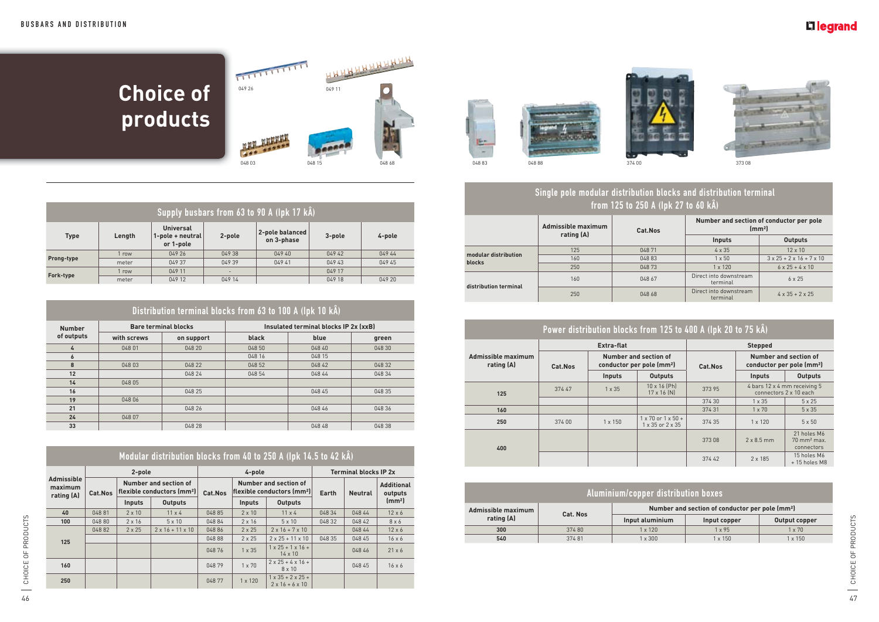# Choice of products

049 26 · 049 11 · 048 03 · 048 15 · 048 68 · 048 83 · 048 88 · 374 00 · 373 08

## Supply busbars from 63 to 90 A (Ipk 17 kA)

| Type | Length | Universal 1-pole + neutral or 1-pole | 2-pole | 2-pole balanced on 3-phase | 3-pole | 4-pole |
|---|---|---|---|---|---|---|
| Prong-type | 1 row | 049 26 | 049 38 | 049 40 | 049 42 | 049 44 |
| | meter | 049 37 | 049 39 | 049 41 | 049 43 | 049 45 |
| Fork-type | 1 row | 049 11 | - | | 049 17 | |
| | meter | 049 12 | 049 14 | | 049 18 | 049 20 |

## Distribution terminal blocks from 63 to 100 A (Ipk 10 kA)

| Number of outputs | Bare terminal blocks | | Insulated terminal blocks IP 2x (xxB) | | |
|---|---|---|---|---|---|
| | with screws | on support | black | blue | green |
| 4 | 048 01 | 048 20 | 048 50 | 048 40 | 048 30 |
| 6 | | | 048 16 | 048 15 | |
| 8 | 048 03 | 048 22 | 048 52 | 048 42 | 048 32 |
| 12 | | 048 24 | 048 54 | 048 44 | 048 34 |
| 14 | 048 05 | | | | |
| 16 | | 048 25 | | 048 45 | 048 35 |
| 19 | 048 06 | | | | |
| 21 | | 048 26 | | 048 46 | 048 36 |
| 24 | 048 07 | | | | |
| 33 | | 048 28 | | 048 48 | 048 38 |

## Modular distribution blocks from 40 to 250 A (Ipk 14.5 to 42 kA)

| Admissible maximum rating (A) | 2-pole | | | 4-pole | | | Terminal blocks IP 2x | | |
|---|---|---|---|---|---|---|---|---|---|
| | Cat.Nos | Number and section of flexible conductors (mm²) | | Cat.Nos | Number and section of flexible conductors (mm²) | | Earth | Neutral | Additional outputs (mm²) |
| | | Inputs | Outputs | | Inputs | Outputs | | | |
| 40 | 048 81 | 2 x 10 | 11 x 4 | 048 85 | 2 x 10 | 11 x 4 | 048 34 | 048 44 | 12 x 6 |
| 100 | 048 80 | 2 x 16 | 5 x 10 | 048 84 | 2 x 16 | 5 x 10 | 048 32 | 048 42 | 8 x 6 |
| 125 | 048 82 | 2 x 25 | 2 x 16 + 11 x 10 | 048 86 | 2 x 25 | 2 x 16 + 7 x 10 | | 048 44 | 12 x 6 |
| | | | | 048 88 | 2 x 25 | 2 x 25 + 11 x 10 | 048 35 | 048 45 | 16 x 6 |
| | | | | 048 76 | 1 x 35 | 1 x 25 + 1 x 16 + 14 x 10 | | 048 46 | 21 x 6 |
| 160 | | | | 048 79 | 1 x 70 | 2 x 25 + 4 x 16 + 8 x 10 | | 048 45 | 16 x 6 |
| 250 | | | | 048 77 | 1 x 120 | 1 x 35 + 2 x 25 + 2 x 16 + 6 x 10 | | | |

## Single pole modular distribution blocks and distribution terminal from 125 to 250 A (Ipk 27 to 60 kA)

| | Admissible maximum rating (A) | Cat.Nos | Number and section of conductor per pole (mm²) | |
|---|---|---|---|---|
| | | | Inputs | Outputs |
| modular distribution blocks | 125 | 048 71 | 4 x 35 | 12 x 10 |
| | 160 | 048 83 | 1 x 50 | 3 x 25 + 2 x 16 + 7 x 10 |
| | 250 | 048 73 | 1 x 120 | 6 x 25 + 4 x 10 |
| distribution terminal | 160 | 048 67 | Direct into downstream terminal | 6 x 25 |
| | 250 | 048 68 | Direct into downstream terminal | 4 x 35 + 2 x 25 |

## Power distribution blocks from 125 to 400 A (Ipk 20 to 75 kA)

| Admissible maximum rating (A) | Extra-flat | | | Stepped | | |
|---|---|---|---|---|---|---|
| | Cat.Nos | Number and section of conductor per pole (mm²) | | Cat.Nos | Number and section of conductor per pole (mm²) | |
| | | Inputs | Outputs | | Inputs | Outputs |
| 125 | 374 47 | 1 x 35 | 10 x 16 (Ph) 17 x 16 (N) | 373 95 | 4 bars 12 x 4 mm receiving 5 connectors 2 x 10 each | |
| | | | | 374 30 | 1 x 35 | 5 x 25 |
| 160 | | | | 374 31 | 1 x 70 | 5 x 35 |
| 250 | 374 00 | 1 x 150 | 1 x 70 or 1 x 50 + 1 x 35 or 2 x 35 | 374 35 | 1 x 120 | 5 x 50 |
| 400 | | | | 373 08 | 2 x 8.5 mm | 21 holes M6 70 mm² max. connectors |
| | | | | 374 42 | 2 x 185 | 15 holes M6 + 15 holes M8 |

## Aluminium/copper distribution boxes

| Admissible maximum rating (A) | Cat. Nos | Number and section of conductor per pole (mm²) | | |
|---|---|---|---|---|
| | | Input aluminium | Input copper | Output copper |
| 300 | 374 80 | 1 x 120 | 1 x 95 | 1 x 70 |
| 540 | 374 81 | 1 x 300 | 1 x 150 | 1 x 150 |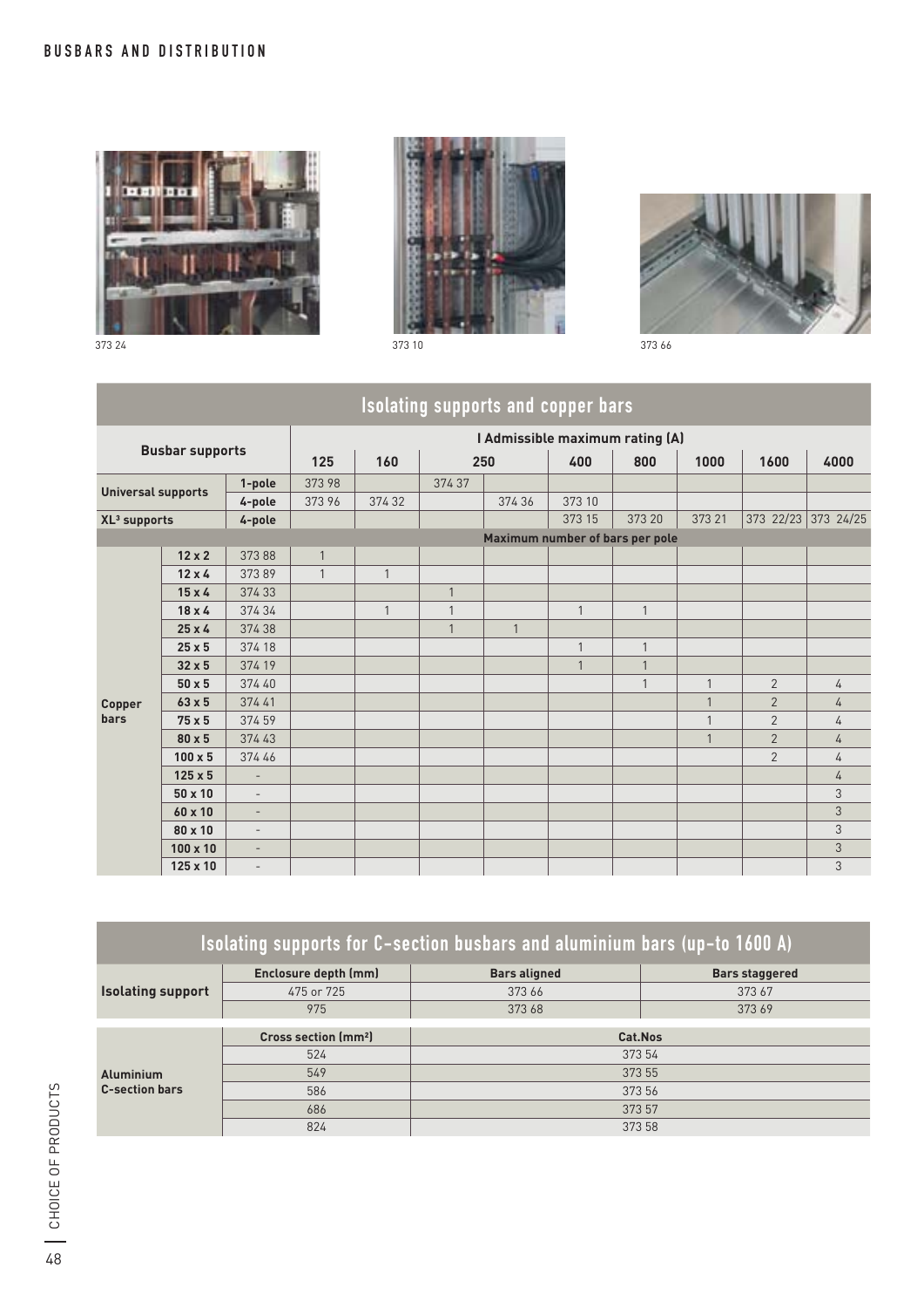373 24

373 10

373 66

## Isolating supports and copper bars

| Busbar supports | | | I Admissible maximum rating (A) | | | | | | | | |
|---|---|---|---|---|---|---|---|---|---|---|---|
| | | | 125 | 160 | 250 | | 400 | 800 | 1000 | 1600 | 4000 |
| Universal supports | | 1-pole | 373 98 | | 374 37 | | | | | | |
| | | 4-pole | 373 96 | 374 32 | | 374 36 | 373 10 | | | | |
| XL³ supports | | 4-pole | | | | | 373 15 | 373 20 | 373 21 | 373 22/23 | 373 24/25 |
| | | | Maximum number of bars per pole | | | | | | | | |
| Copper bars | 12 x 2 | 373 88 | 1 | | | | | | | | |
| | 12 x 4 | 373 89 | 1 | 1 | | | | | | | |
| | 15 x 4 | 374 33 | | | 1 | | | | | | |
| | 18 x 4 | 374 34 | | 1 | 1 | | 1 | 1 | | | |
| | 25 x 4 | 374 38 | | | 1 | 1 | | | | | |
| | 25 x 5 | 374 18 | | | | | 1 | 1 | | | |
| | 32 x 5 | 374 19 | | | | | 1 | 1 | | | |
| | 50 x 5 | 374 40 | | | | | | 1 | 1 | 2 | 4 |
| | 63 x 5 | 374 41 | | | | | | | 1 | 2 | 4 |
| | 75 x 5 | 374 59 | | | | | | | 1 | 2 | 4 |
| | 80 x 5 | 374 43 | | | | | | | 1 | 2 | 4 |
| | 100 x 5 | 374 46 | | | | | | | | 2 | 4 |
| | 125 x 5 | - | | | | | | | | | 4 |
| | 50 x 10 | - | | | | | | | | | 3 |
| | 60 x 10 | - | | | | | | | | | 3 |
| | 80 x 10 | - | | | | | | | | | 3 |
| | 100 x 10 | - | | | | | | | | | 3 |
| | 125 x 10 | - | | | | | | | | | 3 |

## Isolating supports for C-section busbars and aluminium bars (up-to 1600 A)

| Isolating support | Enclosure depth (mm) | Bars aligned | Bars staggered |
|---|---|---|---|
| | 475 or 725 | 373 66 | 373 67 |
| | 975 | 373 68 | 373 69 |

| Aluminium C-section bars | Cross section (mm²) | Cat.Nos |
|---|---|---|
| | 524 | 373 54 |
| | 549 | 373 55 |
| | 586 | 373 56 |
| | 686 | 373 57 |
| | 824 | 373 58 |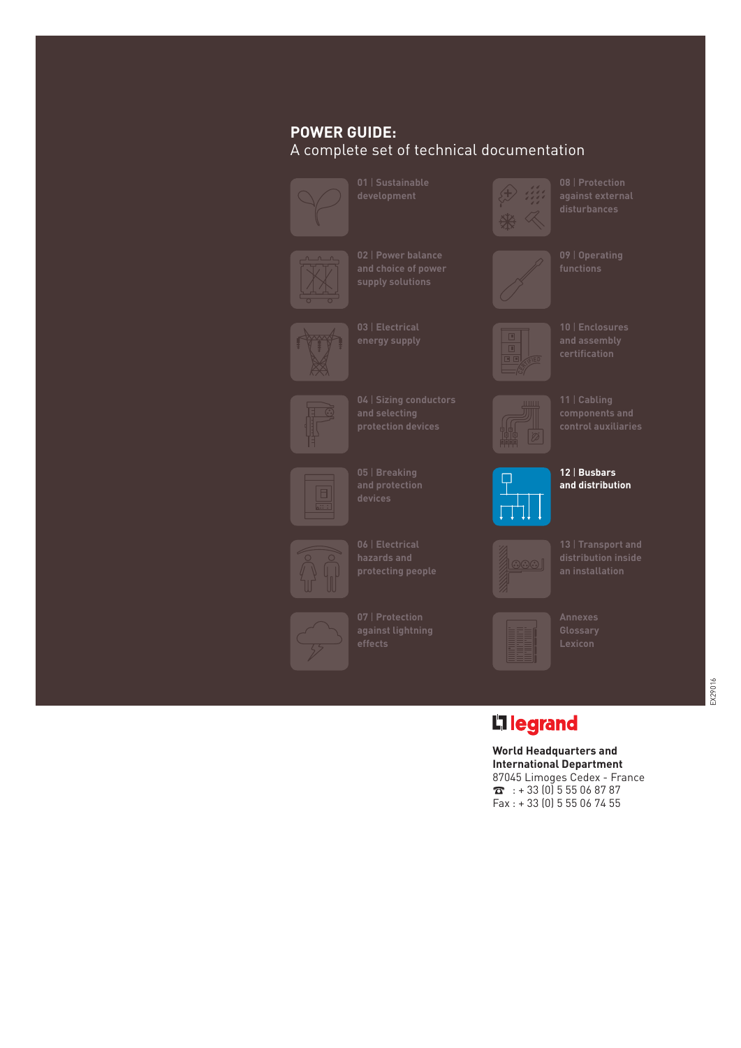**POWER GUIDE:**
A complete set of technical documentation

01 | Sustainable development

02 | Power balance and choice of power supply solutions

03 | Electrical energy supply

04 | Sizing conductors and selecting protection devices

05 | Breaking and protection devices

06 | Electrical hazards and protecting people

07 | Protection against lightning effects

08 | Protection against external disturbances

09 | Operating functions

10 | Enclosures and assembly certification

11 | Cabling components and control auxiliaries

**12 | Busbars and distribution**

13 | Transport and distribution inside an installation

Annexes
Glossary
Lexicon

EX29016

legrand

**World Headquarters and International Department**
87045 Limoges Cedex - France
☎ : + 33 (0) 5 55 06 87 87
Fax : + 33 (0) 5 55 06 74 55